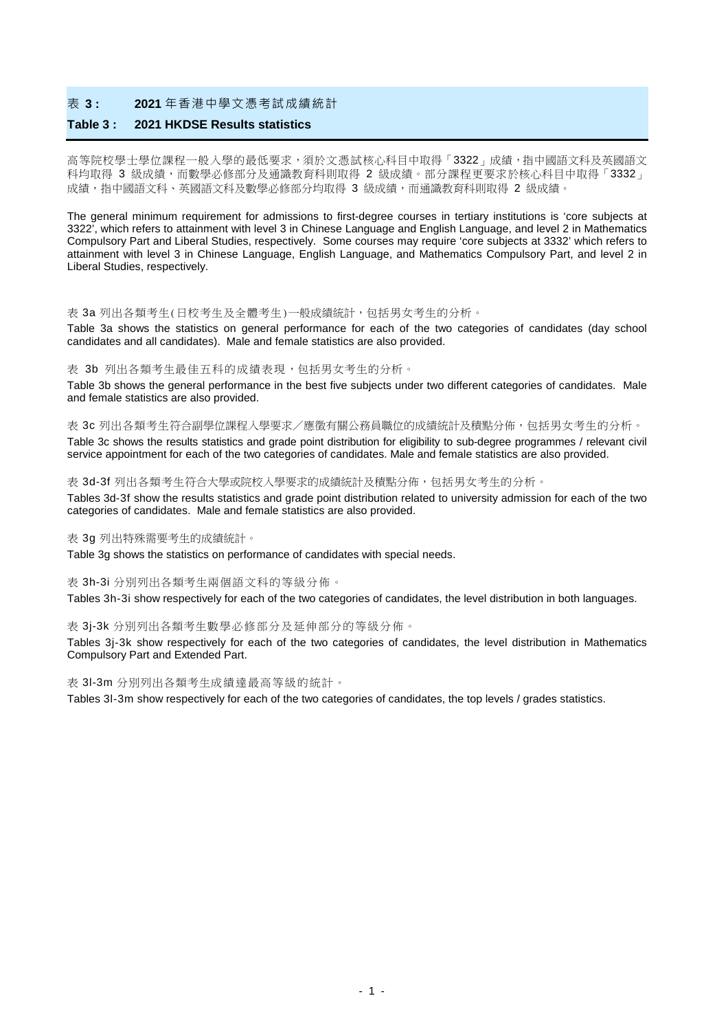## 表 3 : 2021 年香港中學文憑考試成績統計

## Table 3 : 2021 HKDSE Results statistics

高等院校學士學位課程一般入學的最低要求，須於文憑試核心科目中取得「3322」成績，指中國語文科及英國語文科均取得 3 級成績，而數學必修部分及通識教育科則取得 2 級成績。部分課程更要求於核心科目中取得「3332」成績，指中國語文科、英國語文科及數學必修部分均取得 3 級成績，而通識教育科則取得 2 級成績。

The general minimum requirement for admissions to first-degree courses in tertiary institutions is 'core subjects at 3322', which refers to attainment with level 3 in Chinese Language and English Language, and level 2 in Mathematics Compulsory Part and Liberal Studies, respectively. Some courses may require 'core subjects at 3332' which refers to attainment with level 3 in Chinese Language, English Language, and Mathematics Compulsory Part, and level 2 in Liberal Studies, respectively.

表 3a 列出各類考生(日校考生及全體考生)一般成績統計，包括男女考生的分析。

Table 3a shows the statistics on general performance for each of the two categories of candidates (day school candidates and all candidates). Male and female statistics are also provided.

表 3b 列出各類考生最佳五科的成績表現，包括男女考生的分析。

Table 3b shows the general performance in the best five subjects under two different categories of candidates. Male and female statistics are also provided.

表 3c 列出各類考生符合副學位課程入學要求／應徵有關公務員職位的成績統計及積點分佈，包括男女考生的分析。

Table 3c shows the results statistics and grade point distribution for eligibility to sub-degree programmes / relevant civil service appointment for each of the two categories of candidates. Male and female statistics are also provided.

表 3d-3f 列出各類考生符合大學或院校入學要求的成績統計及積點分佈，包括男女考生的分析。

Tables 3d-3f show the results statistics and grade point distribution related to university admission for each of the two categories of candidates. Male and female statistics are also provided.

表 3g 列出特殊需要考生的成績統計。

Table 3g shows the statistics on performance of candidates with special needs.

表 3h-3i 分別列出各類考生兩個語文科的等級分佈。

Tables 3h-3i show respectively for each of the two categories of candidates, the level distribution in both languages.

表 3j-3k 分別列出各類考生數學必修部分及延伸部分的等級分佈。

Tables 3j-3k show respectively for each of the two categories of candidates, the level distribution in Mathematics Compulsory Part and Extended Part.

表 3l-3m 分別列出各類考生成績達最高等級的統計。

Tables 3l-3m show respectively for each of the two categories of candidates, the top levels / grades statistics.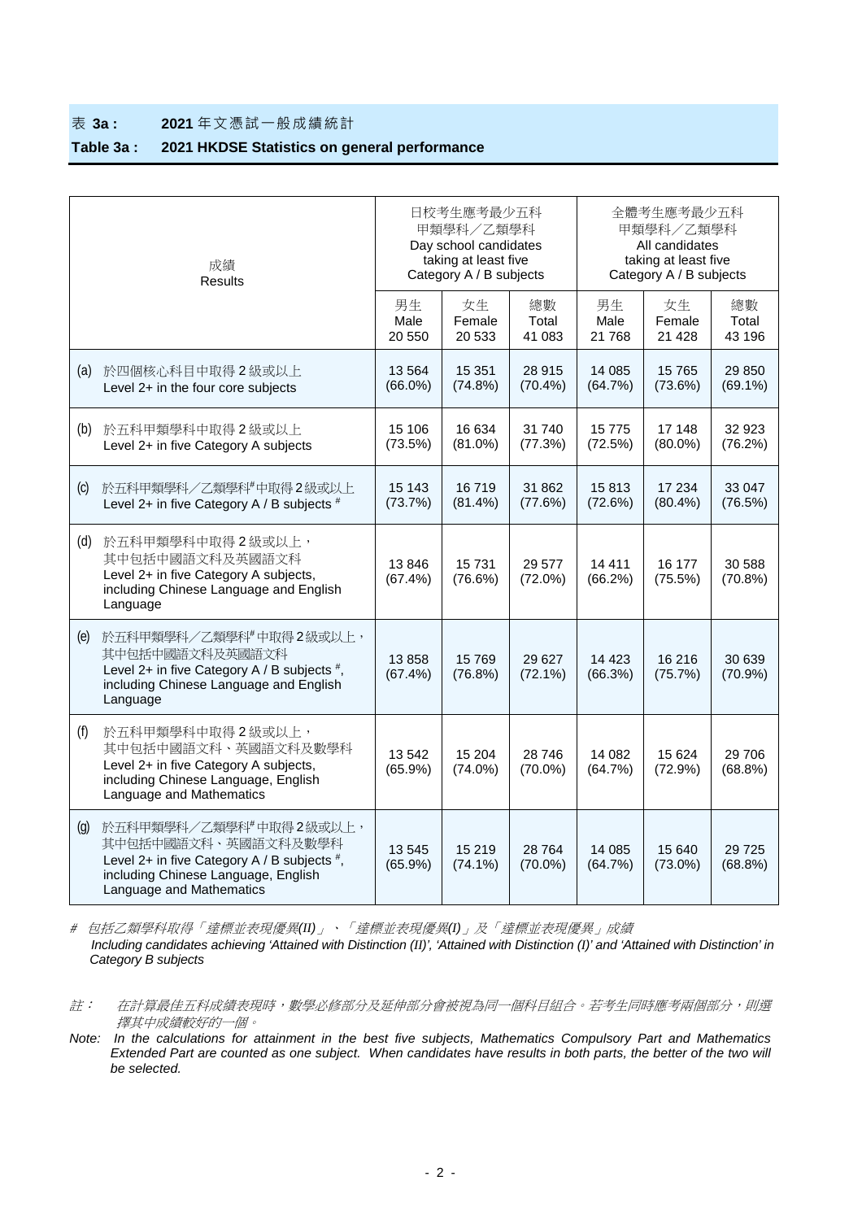## 表 **3a :** **2021** 年文憑試一般成績統計

## **Table 3a :** **2021 HKDSE Statistics on general performance**

| 成績<br>Results | 日校考生應考最少五科甲類學科／乙類學科<br>Day school candidates taking at least five Category A / B subjects | | | 全體考生應考最少五科甲類學科／乙類學科<br>All candidates taking at least five Category A / B subjects | | |
|---|---|---|---|---|---|---|
| | 男生<br>Male<br>20 550 | 女生<br>Female<br>20 533 | 總數<br>Total<br>41 083 | 男生<br>Male<br>21 768 | 女生<br>Female<br>21 428 | 總數<br>Total<br>43 196 |
| (a) 於四個核心科目中取得 2 級或以上<br>Level 2+ in the four core subjects | 13 564<br>(66.0%) | 15 351<br>(74.8%) | 28 915<br>(70.4%) | 14 085<br>(64.7%) | 15 765<br>(73.6%) | 29 850<br>(69.1%) |
| (b) 於五科甲類學科中取得 2 級或以上<br>Level 2+ in five Category A subjects | 15 106<br>(73.5%) | 16 634<br>(81.0%) | 31 740<br>(77.3%) | 15 775<br>(72.5%) | 17 148<br>(80.0%) | 32 923<br>(76.2%) |
| (c) 於五科甲類學科／乙類學科# 中取得 2 級或以上<br>Level 2+ in five Category A / B subjects # | 15 143<br>(73.7%) | 16 719<br>(81.4%) | 31 862<br>(77.6%) | 15 813<br>(72.6%) | 17 234<br>(80.4%) | 33 047<br>(76.5%) |
| (d) 於五科甲類學科中取得 2 級或以上，其中包括中國語文科及英國語文科<br>Level 2+ in five Category A subjects, including Chinese Language and English Language | 13 846<br>(67.4%) | 15 731<br>(76.6%) | 29 577<br>(72.0%) | 14 411<br>(66.2%) | 16 177<br>(75.5%) | 30 588<br>(70.8%) |
| (e) 於五科甲類學科／乙類學科# 中取得 2 級或以上，其中包括中國語文科及英國語文科<br>Level 2+ in five Category A / B subjects #, including Chinese Language and English Language | 13 858<br>(67.4%) | 15 769<br>(76.8%) | 29 627<br>(72.1%) | 14 423<br>(66.3%) | 16 216<br>(75.7%) | 30 639<br>(70.9%) |
| (f) 於五科甲類學科中取得 2 級或以上，其中包括中國語文科、英國語文科及數學科<br>Level 2+ in five Category A subjects, including Chinese Language, English Language and Mathematics | 13 542<br>(65.9%) | 15 204<br>(74.0%) | 28 746<br>(70.0%) | 14 082<br>(64.7%) | 15 624<br>(72.9%) | 29 706<br>(68.8%) |
| (g) 於五科甲類學科／乙類學科# 中取得 2 級或以上，其中包括中國語文科、英國語文科及數學科<br>Level 2+ in five Category A / B subjects #, including Chinese Language, English Language and Mathematics | 13 545<br>(65.9%) | 15 219<br>(74.1%) | 28 764<br>(70.0%) | 14 085<br>(64.7%) | 15 640<br>(73.0%) | 29 725<br>(68.8%) |

\# *包括乙類學科取得「達標並表現優異(II)」、「達標並表現優異(I)」及「達標並表現優異」成績*
*Including candidates achieving 'Attained with Distinction (II)', 'Attained with Distinction (I)' and 'Attained with Distinction' in Category B subjects*

*註： 在計算最佳五科成績表現時，數學必修部分及延伸部分會被視為同一個科目組合。若考生同時應考兩個部分，則選擇其中成績較好的一個。*

*Note: In the calculations for attainment in the best five subjects, Mathematics Compulsory Part and Mathematics Extended Part are counted as one subject. When candidates have results in both parts, the better of the two will be selected.*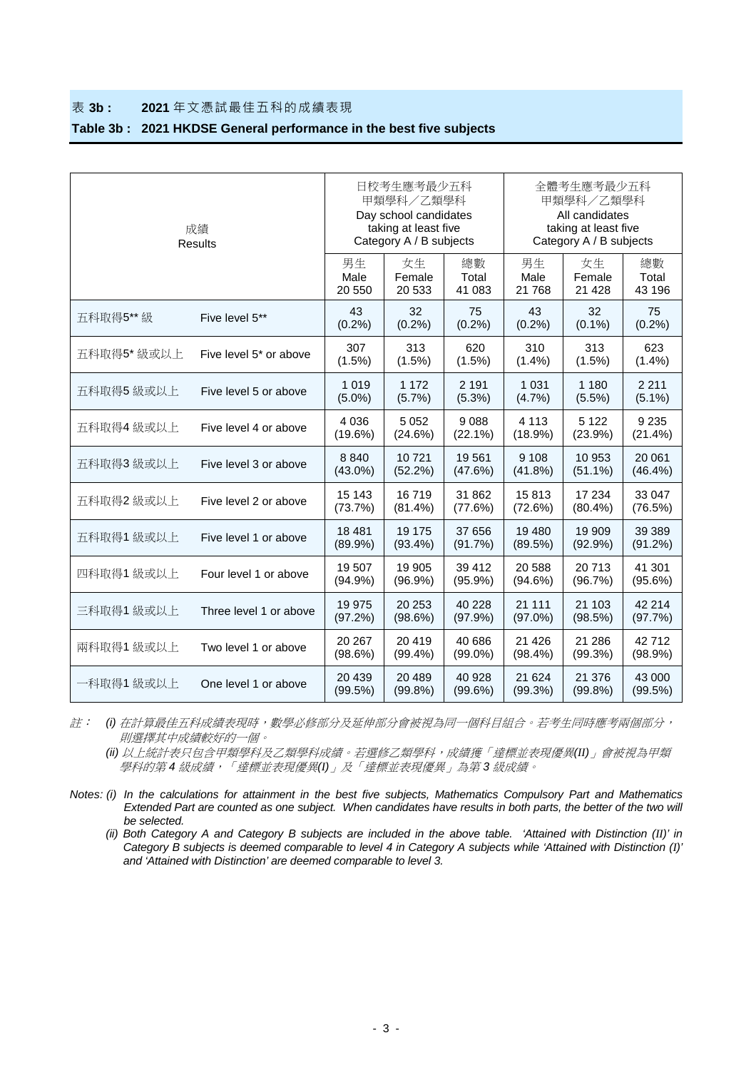## 表 3b : 2021 年文憑試最佳五科的成績表現

## Table 3b : 2021 HKDSE General performance in the best five subjects

| 成績 Results | | 日校考生應考最少五科甲類學科／乙類學科 Day school candidates taking at least five Category A / B subjects | | | 全體考生應考最少五科甲類學科／乙類學科 All candidates taking at least five Category A / B subjects | | |
|---|---|---|---|---|---|---|---|
| | | 男生 Male 20 550 | 女生 Female 20 533 | 總數 Total 41 083 | 男生 Male 21 768 | 女生 Female 21 428 | 總數 Total 43 196 |
| 五科取得5** 級 | Five level 5** | 43 (0.2%) | 32 (0.2%) | 75 (0.2%) | 43 (0.2%) | 32 (0.1%) | 75 (0.2%) |
| 五科取得5* 級或以上 | Five level 5* or above | 307 (1.5%) | 313 (1.5%) | 620 (1.5%) | 310 (1.4%) | 313 (1.5%) | 623 (1.4%) |
| 五科取得5 級或以上 | Five level 5 or above | 1 019 (5.0%) | 1 172 (5.7%) | 2 191 (5.3%) | 1 031 (4.7%) | 1 180 (5.5%) | 2 211 (5.1%) |
| 五科取得4 級或以上 | Five level 4 or above | 4 036 (19.6%) | 5 052 (24.6%) | 9 088 (22.1%) | 4 113 (18.9%) | 5 122 (23.9%) | 9 235 (21.4%) |
| 五科取得3 級或以上 | Five level 3 or above | 8 840 (43.0%) | 10 721 (52.2%) | 19 561 (47.6%) | 9 108 (41.8%) | 10 953 (51.1%) | 20 061 (46.4%) |
| 五科取得2 級或以上 | Five level 2 or above | 15 143 (73.7%) | 16 719 (81.4%) | 31 862 (77.6%) | 15 813 (72.6%) | 17 234 (80.4%) | 33 047 (76.5%) |
| 五科取得1 級或以上 | Five level 1 or above | 18 481 (89.9%) | 19 175 (93.4%) | 37 656 (91.7%) | 19 480 (89.5%) | 19 909 (92.9%) | 39 389 (91.2%) |
| 四科取得1 級或以上 | Four level 1 or above | 19 507 (94.9%) | 19 905 (96.9%) | 39 412 (95.9%) | 20 588 (94.6%) | 20 713 (96.7%) | 41 301 (95.6%) |
| 三科取得1 級或以上 | Three level 1 or above | 19 975 (97.2%) | 20 253 (98.6%) | 40 228 (97.9%) | 21 111 (97.0%) | 21 103 (98.5%) | 42 214 (97.7%) |
| 兩科取得1 級或以上 | Two level 1 or above | 20 267 (98.6%) | 20 419 (99.4%) | 40 686 (99.0%) | 21 426 (98.4%) | 21 286 (99.3%) | 42 712 (98.9%) |
| 一科取得1 級或以上 | One level 1 or above | 20 439 (99.5%) | 20 489 (99.8%) | 40 928 (99.6%) | 21 624 (99.3%) | 21 376 (99.8%) | 43 000 (99.5%) |

註： *(i) 在計算最佳五科成績表現時，數學必修部分及延伸部分會被視為同一個科目組合。若考生同時應考兩個部分，則選擇其中成績較好的一個。*

*(ii) 以上統計表只包含甲類學科及乙類學科成績。若選修乙類學科，成績獲「達標並表現優異(II)」會被視為甲類學科的第 4 級成績，「達標並表現優異(I)」及「達標並表現優異」為第 3 級成績。*

*Notes: (i) In the calculations for attainment in the best five subjects, Mathematics Compulsory Part and Mathematics Extended Part are counted as one subject. When candidates have results in both parts, the better of the two will be selected.*

*(ii) Both Category A and Category B subjects are included in the above table. 'Attained with Distinction (II)' in Category B subjects is deemed comparable to level 4 in Category A subjects while 'Attained with Distinction (I)' and 'Attained with Distinction' are deemed comparable to level 3.*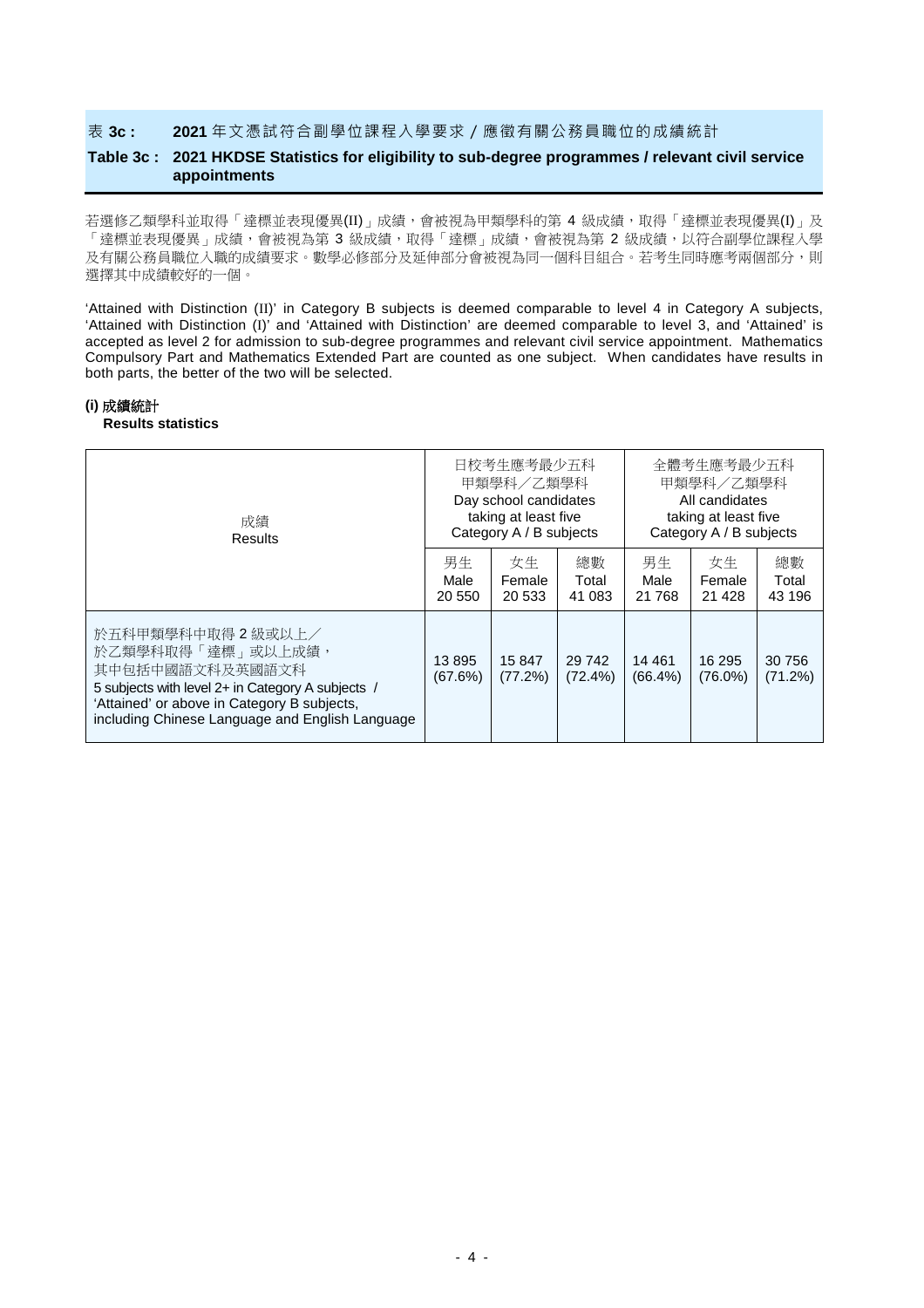## 表 3c : 2021 年文憑試符合副學位課程入學要求 / 應徵有關公務員職位的成績統計

## Table 3c : 2021 HKDSE Statistics for eligibility to sub-degree programmes / relevant civil service appointments

若選修乙類學科並取得「達標並表現優異(II)」成績，會被視為甲類學科的第 4 級成績，取得「達標並表現優異(I)」及「達標並表現優異」成績，會被視為第 3 級成績，取得「達標」成績，會被視為第 2 級成績，以符合副學位課程入學及有關公務員職位入職的成績要求。數學必修部分及延伸部分會被視為同一個科目組合。若考生同時應考兩個部分，則選擇其中成績較好的一個。

'Attained with Distinction (II)' in Category B subjects is deemed comparable to level 4 in Category A subjects, 'Attained with Distinction (I)' and 'Attained with Distinction' are deemed comparable to level 3, and 'Attained' is accepted as level 2 for admission to sub-degree programmes and relevant civil service appointment. Mathematics Compulsory Part and Mathematics Extended Part are counted as one subject. When candidates have results in both parts, the better of the two will be selected.

### (i) 成績統計 Results statistics

| 成績 Results | 日校考生應考最少五科甲類學科／乙類學科 Day school candidates taking at least five Category A / B subjects | | | 全體考生應考最少五科甲類學科／乙類學科 All candidates taking at least five Category A / B subjects | | |
|---|---|---|---|---|---|---|
| | 男生 Male 20 550 | 女生 Female 20 533 | 總數 Total 41 083 | 男生 Male 21 768 | 女生 Female 21 428 | 總數 Total 43 196 |
| 於五科甲類學科中取得 2 級或以上／於乙類學科取得「達標」或以上成績，其中包括中國語文科及英國語文科 5 subjects with level 2+ in Category A subjects / 'Attained' or above in Category B subjects, including Chinese Language and English Language | 13 895 (67.6%) | 15 847 (77.2%) | 29 742 (72.4%) | 14 461 (66.4%) | 16 295 (76.0%) | 30 756 (71.2%) |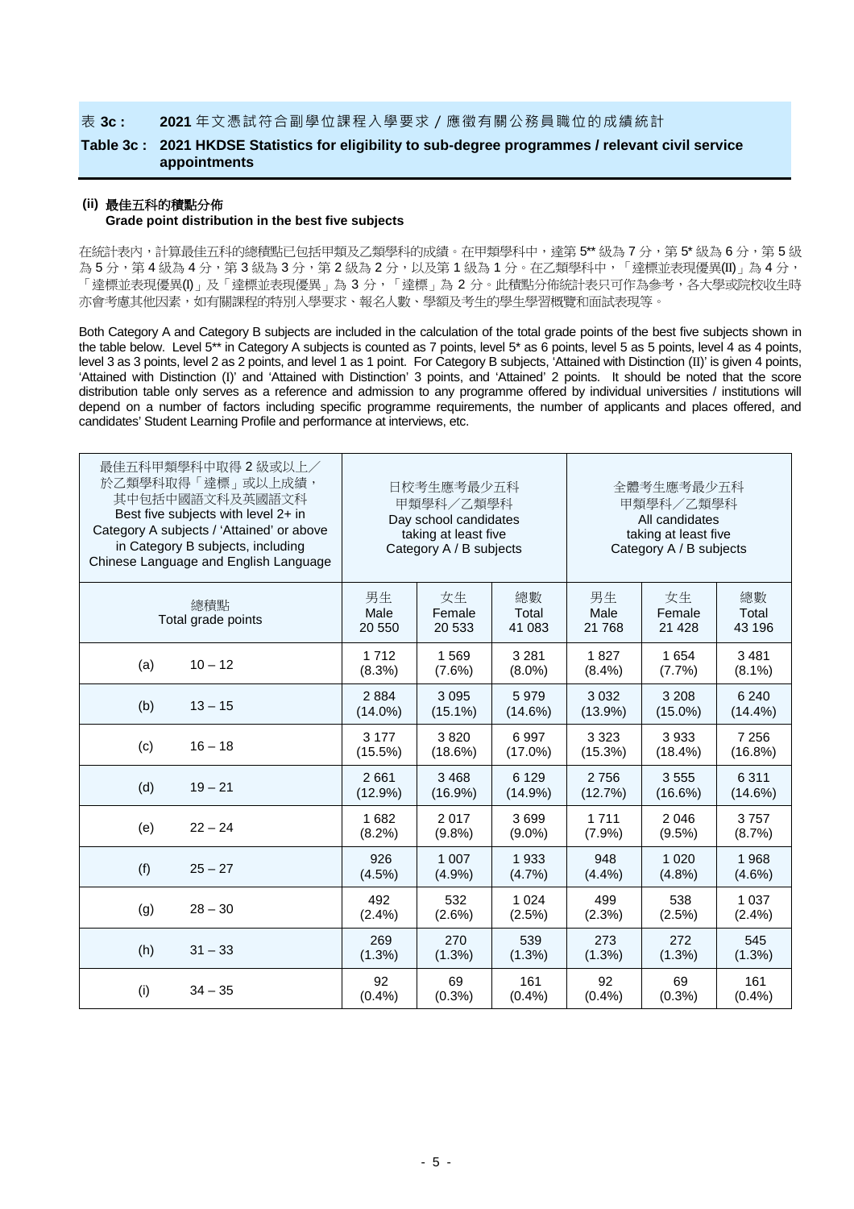## 表 3c : 2021 年文憑試符合副學位課程入學要求 / 應徵有關公務員職位的成績統計

## Table 3c : 2021 HKDSE Statistics for eligibility to sub-degree programmes / relevant civil service appointments

### (ii) 最佳五科的積點分佈
### Grade point distribution in the best five subjects

在統計表內，計算最佳五科的總積點已包括甲類及乙類學科的成績。在甲類學科中，達第 5** 級為 7 分，第 5* 級為 6 分，第 5 級為 5 分，第 4 級為 4 分，第 3 級為 3 分，第 2 級為 2 分，以及第 1 級為 1 分。在乙類學科中，「達標並表現優異(II)」為 4 分，「達標並表現優異(I)」及「達標並表現優異」為 3 分，「達標」為 2 分。此積點分佈統計表只可作為參考，各大學或院校收生時亦會考慮其他因素，如有關課程的特別入學要求、報名人數、學額及考生的學生學習概覽和面試表現等。

Both Category A and Category B subjects are included in the calculation of the total grade points of the best five subjects shown in the table below. Level 5** in Category A subjects is counted as 7 points, level 5* as 6 points, level 5 as 5 points, level 4 as 4 points, level 3 as 3 points, level 2 as 2 points, and level 1 as 1 point. For Category B subjects, 'Attained with Distinction (II)' is given 4 points, 'Attained with Distinction (I)' and 'Attained with Distinction' 3 points, and 'Attained' 2 points. It should be noted that the score distribution table only serves as a reference and admission to any programme offered by individual universities / institutions will depend on a number of factors including specific programme requirements, the number of applicants and places offered, and candidates' Student Learning Profile and performance at interviews, etc.

| 最佳五科甲類學科中取得 2 級或以上／於乙類學科取得「達標」或以上成績，其中包括中國語文科及英國語文科 Best five subjects with level 2+ in Category A subjects / 'Attained' or above in Category B subjects, including Chinese Language and English Language | | 日校考生應考最少五科甲類學科／乙類學科 Day school candidates taking at least five Category A / B subjects | | | 全體考生應考最少五科甲類學科／乙類學科 All candidates taking at least five Category A / B subjects | | |
|---|---|---|---|---|---|---|---|
| 總積點 Total grade points | | 男生 Male 20 550 | 女生 Female 20 533 | 總數 Total 41 083 | 男生 Male 21 768 | 女生 Female 21 428 | 總數 Total 43 196 |
| (a) | 10 – 12 | 1 712 (8.3%) | 1 569 (7.6%) | 3 281 (8.0%) | 1 827 (8.4%) | 1 654 (7.7%) | 3 481 (8.1%) |
| (b) | 13 – 15 | 2 884 (14.0%) | 3 095 (15.1%) | 5 979 (14.6%) | 3 032 (13.9%) | 3 208 (15.0%) | 6 240 (14.4%) |
| (c) | 16 – 18 | 3 177 (15.5%) | 3 820 (18.6%) | 6 997 (17.0%) | 3 323 (15.3%) | 3 933 (18.4%) | 7 256 (16.8%) |
| (d) | 19 – 21 | 2 661 (12.9%) | 3 468 (16.9%) | 6 129 (14.9%) | 2 756 (12.7%) | 3 555 (16.6%) | 6 311 (14.6%) |
| (e) | 22 – 24 | 1 682 (8.2%) | 2 017 (9.8%) | 3 699 (9.0%) | 1 711 (7.9%) | 2 046 (9.5%) | 3 757 (8.7%) |
| (f) | 25 – 27 | 926 (4.5%) | 1 007 (4.9%) | 1 933 (4.7%) | 948 (4.4%) | 1 020 (4.8%) | 1 968 (4.6%) |
| (g) | 28 – 30 | 492 (2.4%) | 532 (2.6%) | 1 024 (2.5%) | 499 (2.3%) | 538 (2.5%) | 1 037 (2.4%) |
| (h) | 31 – 33 | 269 (1.3%) | 270 (1.3%) | 539 (1.3%) | 273 (1.3%) | 272 (1.3%) | 545 (1.3%) |
| (i) | 34 – 35 | 92 (0.4%) | 69 (0.3%) | 161 (0.4%) | 92 (0.4%) | 69 (0.3%) | 161 (0.4%) |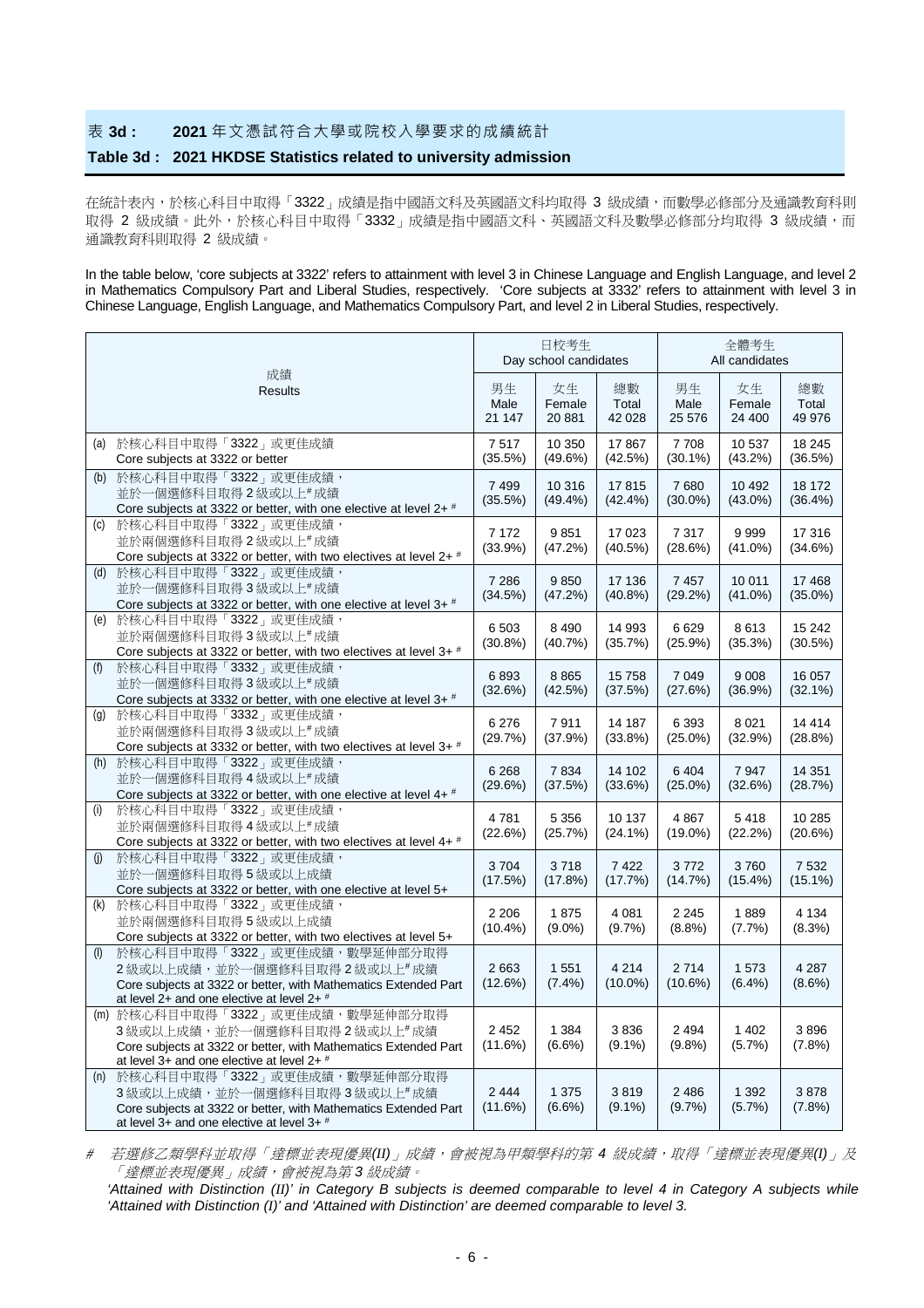## 表 3d : 2021 年文憑試符合大學或院校入學要求的成績統計

## Table 3d : 2021 HKDSE Statistics related to university admission

在統計表內，於核心科目中取得「3322」成績是指中國語文科及英國語文科均取得 3 級成績，而數學必修部分及通識教育科則取得 2 級成績。此外，於核心科目中取得「3332」成績是指中國語文科、英國語文科及數學必修部分均取得 3 級成績，而通識教育科則取得 2 級成績。

In the table below, 'core subjects at 3322' refers to attainment with level 3 in Chinese Language and English Language, and level 2 in Mathematics Compulsory Part and Liberal Studies, respectively. 'Core subjects at 3332' refers to attainment with level 3 in Chinese Language, English Language, and Mathematics Compulsory Part, and level 2 in Liberal Studies, respectively.

| 成績<br>Results | 日校考生<br>Day school candidates | | | 全體考生<br>All candidates | | |
|---|---|---|---|---|---|---|
| | 男生<br>Male<br>21 147 | 女生<br>Female<br>20 881 | 總數<br>Total<br>42 028 | 男生<br>Male<br>25 576 | 女生<br>Female<br>24 400 | 總數<br>Total<br>49 976 |
| (a) 於核心科目中取得「3322」或更佳成績<br>Core subjects at 3322 or better | 7 517<br>(35.5%) | 10 350<br>(49.6%) | 17 867<br>(42.5%) | 7 708<br>(30.1%) | 10 537<br>(43.2%) | 18 245<br>(36.5%) |
| (b) 於核心科目中取得「3322」或更佳成績，並於一個選修科目取得 2 級或以上# 成績<br>Core subjects at 3322 or better, with one elective at level 2+ # | 7 499<br>(35.5%) | 10 316<br>(49.4%) | 17 815<br>(42.4%) | 7 680<br>(30.0%) | 10 492<br>(43.0%) | 18 172<br>(36.4%) |
| (c) 於核心科目中取得「3322」或更佳成績，並於兩個選修科目取得 2 級或以上# 成績<br>Core subjects at 3322 or better, with two electives at level 2+ # | 7 172<br>(33.9%) | 9 851<br>(47.2%) | 17 023<br>(40.5%) | 7 317<br>(28.6%) | 9 999<br>(41.0%) | 17 316<br>(34.6%) |
| (d) 於核心科目中取得「3322」或更佳成績，並於一個選修科目取得 3 級或以上# 成績<br>Core subjects at 3322 or better, with one elective at level 3+ # | 7 286<br>(34.5%) | 9 850<br>(47.2%) | 17 136<br>(40.8%) | 7 457<br>(29.2%) | 10 011<br>(41.0%) | 17 468<br>(35.0%) |
| (e) 於核心科目中取得「3322」或更佳成績，並於兩個選修科目取得 3 級或以上# 成績<br>Core subjects at 3322 or better, with two electives at level 3+ # | 6 503<br>(30.8%) | 8 490<br>(40.7%) | 14 993<br>(35.7%) | 6 629<br>(25.9%) | 8 613<br>(35.3%) | 15 242<br>(30.5%) |
| (f) 於核心科目中取得「3332」或更佳成績，並於一個選修科目取得 3 級或以上# 成績<br>Core subjects at 3332 or better, with one elective at level 3+ # | 6 893<br>(32.6%) | 8 865<br>(42.5%) | 15 758<br>(37.5%) | 7 049<br>(27.6%) | 9 008<br>(36.9%) | 16 057<br>(32.1%) |
| (g) 於核心科目中取得「3332」或更佳成績，並於兩個選修科目取得 3 級或以上# 成績<br>Core subjects at 3332 or better, with two electives at level 3+ # | 6 276<br>(29.7%) | 7 911<br>(37.9%) | 14 187<br>(33.8%) | 6 393<br>(25.0%) | 8 021<br>(32.9%) | 14 414<br>(28.8%) |
| (h) 於核心科目中取得「3322」或更佳成績，並於一個選修科目取得 4 級或以上# 成績<br>Core subjects at 3322 or better, with one elective at level 4+ # | 6 268<br>(29.6%) | 7 834<br>(37.5%) | 14 102<br>(33.6%) | 6 404<br>(25.0%) | 7 947<br>(32.6%) | 14 351<br>(28.7%) |
| (i) 於核心科目中取得「3322」或更佳成績，並於兩個選修科目取得 4 級或以上# 成績<br>Core subjects at 3322 or better, with two electives at level 4+ # | 4 781<br>(22.6%) | 5 356<br>(25.7%) | 10 137<br>(24.1%) | 4 867<br>(19.0%) | 5 418<br>(22.2%) | 10 285<br>(20.6%) |
| (j) 於核心科目中取得「3322」或更佳成績，並於一個選修科目取得 5 級或以上成績<br>Core subjects at 3322 or better, with one elective at level 5+ | 3 704<br>(17.5%) | 3 718<br>(17.8%) | 7 422<br>(17.7%) | 3 772<br>(14.7%) | 3 760<br>(15.4%) | 7 532<br>(15.1%) |
| (k) 於核心科目中取得「3322」或更佳成績，並於兩個選修科目取得 5 級或以上成績<br>Core subjects at 3322 or better, with two electives at level 5+ | 2 206<br>(10.4%) | 1 875<br>(9.0%) | 4 081<br>(9.7%) | 2 245<br>(8.8%) | 1 889<br>(7.7%) | 4 134<br>(8.3%) |
| (l) 於核心科目中取得「3322」或更佳成績，數學延伸部分取得 2 級或以上成績，並於一個選修科目取得 2 級或以上# 成績<br>Core subjects at 3322 or better, with Mathematics Extended Part at level 2+ and one elective at level 2+ # | 2 663<br>(12.6%) | 1 551<br>(7.4%) | 4 214<br>(10.0%) | 2 714<br>(10.6%) | 1 573<br>(6.4%) | 4 287<br>(8.6%) |
| (m) 於核心科目中取得「3322」或更佳成績，數學延伸部分取得 3 級或以上成績，並於一個選修科目取得 2 級或以上# 成績<br>Core subjects at 3322 or better, with Mathematics Extended Part at level 3+ and one elective at level 2+ # | 2 452<br>(11.6%) | 1 384<br>(6.6%) | 3 836<br>(9.1%) | 2 494<br>(9.8%) | 1 402<br>(5.7%) | 3 896<br>(7.8%) |
| (n) 於核心科目中取得「3322」或更佳成績，數學延伸部分取得 3 級或以上成績，並於一個選修科目取得 3 級或以上# 成績<br>Core subjects at 3322 or better, with Mathematics Extended Part at level 3+ and one elective at level 3+ # | 2 444<br>(11.6%) | 1 375<br>(6.6%) | 3 819<br>(9.1%) | 2 486<br>(9.7%) | 1 392<br>(5.7%) | 3 878<br>(7.8%) |

# *若選修乙類學科並取得「達標並表現優異(II)」成績，會被視為甲類學科的第 4 級成績，取得「達標並表現優異(I)」及「達標並表現優異」成績，會被視為第 3 級成績。*

*'Attained with Distinction (II)' in Category B subjects is deemed comparable to level 4 in Category A subjects while 'Attained with Distinction (I)' and 'Attained with Distinction' are deemed comparable to level 3.*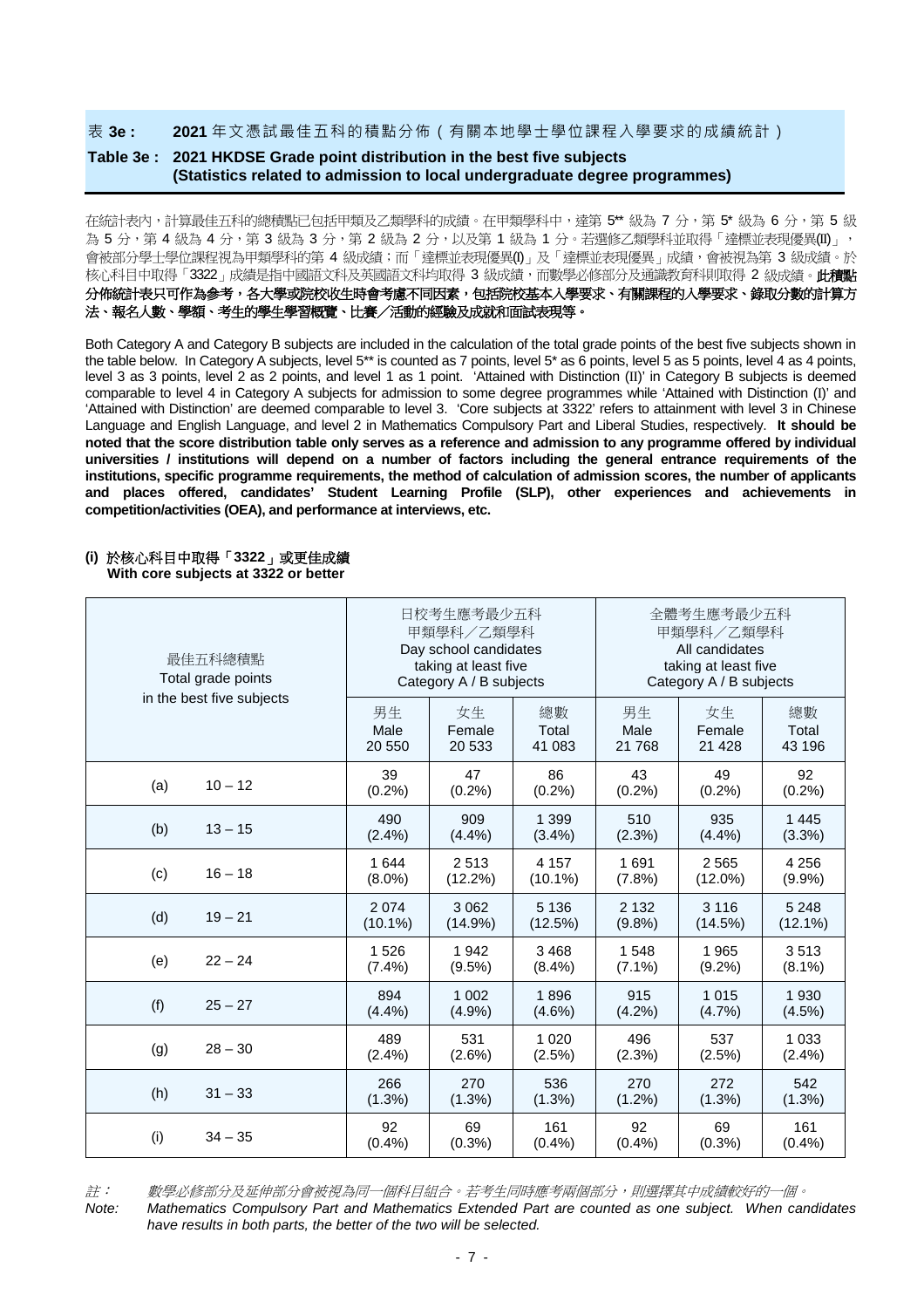## 表 3e : 2021 年文憑試最佳五科的積點分佈（有關本地學士學位課程入學要求的成績統計）

## Table 3e : 2021 HKDSE Grade point distribution in the best five subjects (Statistics related to admission to local undergraduate degree programmes)

在統計表內，計算最佳五科的總積點已包括甲類及乙類學科的成績。在甲類學科中，達第 5** 級為 7 分，第 5* 級為 6 分，第 5 級為 5 分，第 4 級為 4 分，第 3 級為 3 分，第 2 級為 2 分，以及第 1 級為 1 分。若選修乙類學科並取得「達標並表現優異(II)」，會被部分學士學位課程視為甲類學科的第 4 級成績；而「達標並表現優異(I)」及「達標並表現優異」成績，會被視為第 3 級成績。於核心科目中取得「3322」成績是指中國語文科及英國語文科均取得 3 級成績，而數學必修部分及通識教育科則取得 2 級成績。**此積點分佈統計表只可作為參考，各大學或院校收生時會考慮不同因素，包括院校基本入學要求、有關課程的入學要求、錄取分數的計算方法、報名人數、學額、考生的學生學習概覽、比賽／活動的經驗及成就和面試表現等。**

Both Category A and Category B subjects are included in the calculation of the total grade points of the best five subjects shown in the table below. In Category A subjects, level 5** is counted as 7 points, level 5* as 6 points, level 5 as 5 points, level 4 as 4 points, level 3 as 3 points, level 2 as 2 points, and level 1 as 1 point. 'Attained with Distinction (II)' in Category B subjects is deemed comparable to level 4 in Category A subjects for admission to some degree programmes while 'Attained with Distinction (I)' and 'Attained with Distinction' are deemed comparable to level 3. 'Core subjects at 3322' refers to attainment with level 3 in Chinese Language and English Language, and level 2 in Mathematics Compulsory Part and Liberal Studies, respectively. **It should be noted that the score distribution table only serves as a reference and admission to any programme offered by individual universities / institutions will depend on a number of factors including the general entrance requirements of the institutions, specific programme requirements, the method of calculation of admission scores, the number of applicants and places offered, candidates' Student Learning Profile (SLP), other experiences and achievements in competition/activities (OEA), and performance at interviews, etc.**

**(i) 於核心科目中取得「3322」或更佳成績**
**With core subjects at 3322 or better**

| 最佳五科總積點<br>Total grade points in the best five subjects | | 日校考生應考最少五科 甲類學科／乙類學科<br>Day school candidates taking at least five Category A / B subjects | | | 全體考生應考最少五科 甲類學科／乙類學科<br>All candidates taking at least five Category A / B subjects | | |
|---|---|---|---|---|---|---|---|
| | | 男生<br>Male<br>20 550 | 女生<br>Female<br>20 533 | 總數<br>Total<br>41 083 | 男生<br>Male<br>21 768 | 女生<br>Female<br>21 428 | 總數<br>Total<br>43 196 |
| (a) | 10 – 12 | 39<br>(0.2%) | 47<br>(0.2%) | 86<br>(0.2%) | 43<br>(0.2%) | 49<br>(0.2%) | 92<br>(0.2%) |
| (b) | 13 – 15 | 490<br>(2.4%) | 909<br>(4.4%) | 1 399<br>(3.4%) | 510<br>(2.3%) | 935<br>(4.4%) | 1 445<br>(3.3%) |
| (c) | 16 – 18 | 1 644<br>(8.0%) | 2 513<br>(12.2%) | 4 157<br>(10.1%) | 1 691<br>(7.8%) | 2 565<br>(12.0%) | 4 256<br>(9.9%) |
| (d) | 19 – 21 | 2 074<br>(10.1%) | 3 062<br>(14.9%) | 5 136<br>(12.5%) | 2 132<br>(9.8%) | 3 116<br>(14.5%) | 5 248<br>(12.1%) |
| (e) | 22 – 24 | 1 526<br>(7.4%) | 1 942<br>(9.5%) | 3 468<br>(8.4%) | 1 548<br>(7.1%) | 1 965<br>(9.2%) | 3 513<br>(8.1%) |
| (f) | 25 – 27 | 894<br>(4.4%) | 1 002<br>(4.9%) | 1 896<br>(4.6%) | 915<br>(4.2%) | 1 015<br>(4.7%) | 1 930<br>(4.5%) |
| (g) | 28 – 30 | 489<br>(2.4%) | 531<br>(2.6%) | 1 020<br>(2.5%) | 496<br>(2.3%) | 537<br>(2.5%) | 1 033<br>(2.4%) |
| (h) | 31 – 33 | 266<br>(1.3%) | 270<br>(1.3%) | 536<br>(1.3%) | 270<br>(1.2%) | 272<br>(1.3%) | 542<br>(1.3%) |
| (i) | 34 – 35 | 92<br>(0.4%) | 69<br>(0.3%) | 161<br>(0.4%) | 92<br>(0.4%) | 69<br>(0.3%) | 161<br>(0.4%) |

*註：數學必修部分及延伸部分會被視為同一個科目組合。若考生同時應考兩個部分，則選擇其中成績較好的一個。*

*Note: Mathematics Compulsory Part and Mathematics Extended Part are counted as one subject. When candidates have results in both parts, the better of the two will be selected.*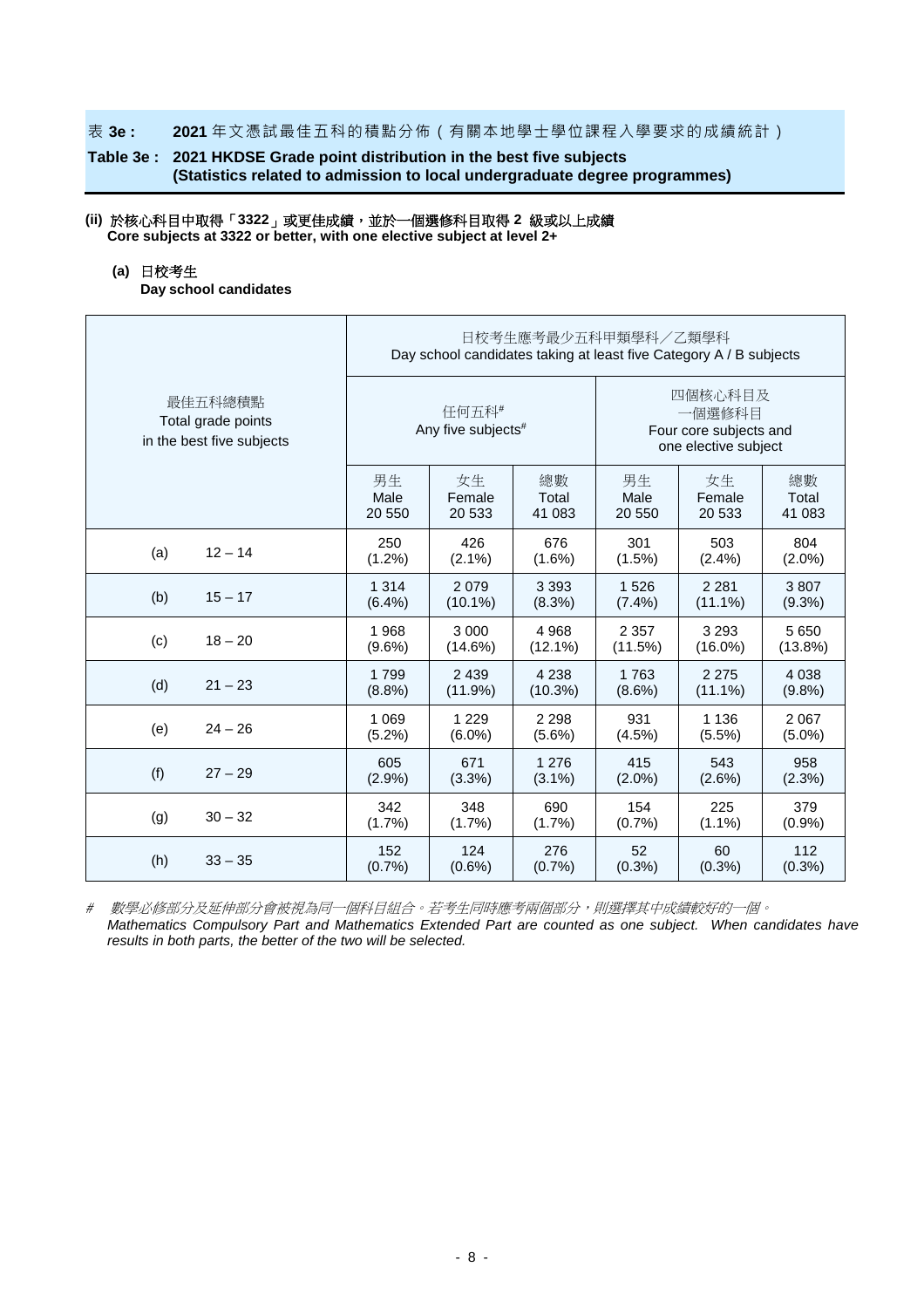**表 3e : 2021 年文憑試最佳五科的積點分佈（有關本地學士學位課程入學要求的成績統計）**

**Table 3e : 2021 HKDSE Grade point distribution in the best five subjects (Statistics related to admission to local undergraduate degree programmes)**

**(ii) 於核心科目中取得「3322」或更佳成績，並於一個選修科目取得 2 級或以上成績**
**Core subjects at 3322 or better, with one elective subject at level 2+**

**(a) 日校考生**
**Day school candidates**

| 最佳五科總積點 Total grade points in the best five subjects | | 日校考生應考最少五科甲類學科／乙類學科 Day school candidates taking at least five Category A / B subjects | | | | | |
|---|---|---|---|---|---|---|---|
| | | 任何五科# Any five subjects# | | | 四個核心科目及一個選修科目 Four core subjects and one elective subject | | |
| | | 男生 Male 20 550 | 女生 Female 20 533 | 總數 Total 41 083 | 男生 Male 20 550 | 女生 Female 20 533 | 總數 Total 41 083 |
| (a) | 12 – 14 | 250 (1.2%) | 426 (2.1%) | 676 (1.6%) | 301 (1.5%) | 503 (2.4%) | 804 (2.0%) |
| (b) | 15 – 17 | 1 314 (6.4%) | 2 079 (10.1%) | 3 393 (8.3%) | 1 526 (7.4%) | 2 281 (11.1%) | 3 807 (9.3%) |
| (c) | 18 – 20 | 1 968 (9.6%) | 3 000 (14.6%) | 4 968 (12.1%) | 2 357 (11.5%) | 3 293 (16.0%) | 5 650 (13.8%) |
| (d) | 21 – 23 | 1 799 (8.8%) | 2 439 (11.9%) | 4 238 (10.3%) | 1 763 (8.6%) | 2 275 (11.1%) | 4 038 (9.8%) |
| (e) | 24 – 26 | 1 069 (5.2%) | 1 229 (6.0%) | 2 298 (5.6%) | 931 (4.5%) | 1 136 (5.5%) | 2 067 (5.0%) |
| (f) | 27 – 29 | 605 (2.9%) | 671 (3.3%) | 1 276 (3.1%) | 415 (2.0%) | 543 (2.6%) | 958 (2.3%) |
| (g) | 30 – 32 | 342 (1.7%) | 348 (1.7%) | 690 (1.7%) | 154 (0.7%) | 225 (1.1%) | 379 (0.9%) |
| (h) | 33 – 35 | 152 (0.7%) | 124 (0.6%) | 276 (0.7%) | 52 (0.3%) | 60 (0.3%) | 112 (0.3%) |

# *數學必修部分及延伸部分會被視為同一個科目組合。若考生同時應考兩個部分，則選擇其中成績較好的一個。*
*Mathematics Compulsory Part and Mathematics Extended Part are counted as one subject. When candidates have results in both parts, the better of the two will be selected.*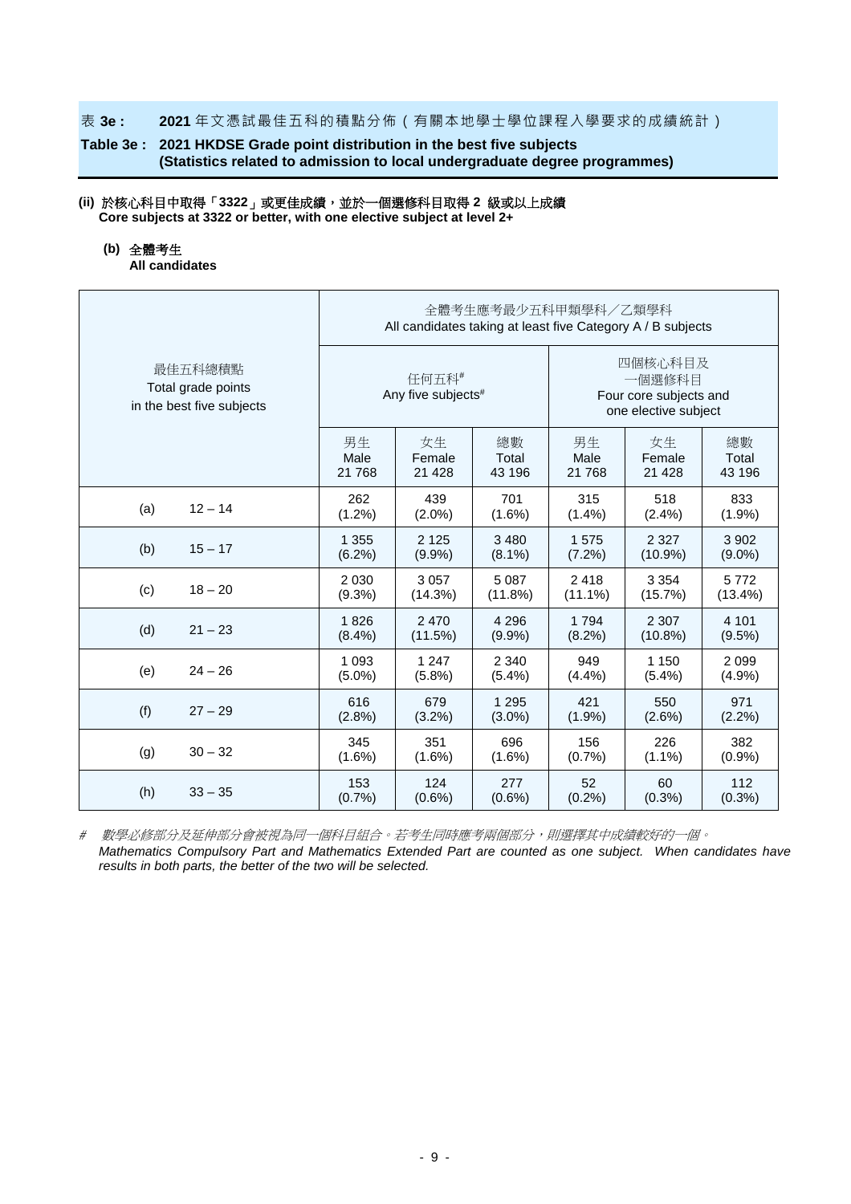表 **3e :** **2021** 年文憑試最佳五科的積點分佈（有關本地學士學位課程入學要求的成績統計）

**Table 3e : 2021 HKDSE Grade point distribution in the best five subjects (Statistics related to admission to local undergraduate degree programmes)**

**(ii) 於核心科目中取得「3322」或更佳成績，並於一個選修科目取得 2 級或以上成績**
**Core subjects at 3322 or better, with one elective subject at level 2+**

**(b) 全體考生**
**All candidates**

| 最佳五科總積點 Total grade points in the best five subjects | 全體考生應考最少五科甲類學科／乙類學科 All candidates taking at least five Category A / B subjects | | | | | |
|---|---|---|---|---|---|---|
| | 任何五科# Any five subjects# | | | 四個核心科目及一個選修科目 Four core subjects and one elective subject | | |
| | 男生 Male 21 768 | 女生 Female 21 428 | 總數 Total 43 196 | 男生 Male 21 768 | 女生 Female 21 428 | 總數 Total 43 196 |
| (a) 12 – 14 | 262 (1.2%) | 439 (2.0%) | 701 (1.6%) | 315 (1.4%) | 518 (2.4%) | 833 (1.9%) |
| (b) 15 – 17 | 1 355 (6.2%) | 2 125 (9.9%) | 3 480 (8.1%) | 1 575 (7.2%) | 2 327 (10.9%) | 3 902 (9.0%) |
| (c) 18 – 20 | 2 030 (9.3%) | 3 057 (14.3%) | 5 087 (11.8%) | 2 418 (11.1%) | 3 354 (15.7%) | 5 772 (13.4%) |
| (d) 21 – 23 | 1 826 (8.4%) | 2 470 (11.5%) | 4 296 (9.9%) | 1 794 (8.2%) | 2 307 (10.8%) | 4 101 (9.5%) |
| (e) 24 – 26 | 1 093 (5.0%) | 1 247 (5.8%) | 2 340 (5.4%) | 949 (4.4%) | 1 150 (5.4%) | 2 099 (4.9%) |
| (f) 27 – 29 | 616 (2.8%) | 679 (3.2%) | 1 295 (3.0%) | 421 (1.9%) | 550 (2.6%) | 971 (2.2%) |
| (g) 30 – 32 | 345 (1.6%) | 351 (1.6%) | 696 (1.6%) | 156 (0.7%) | 226 (1.1%) | 382 (0.9%) |
| (h) 33 – 35 | 153 (0.7%) | 124 (0.6%) | 277 (0.6%) | 52 (0.2%) | 60 (0.3%) | 112 (0.3%) |

\# *數學必修部分及延伸部分會被視為同一個科目組合。若考生同時應考兩個部分，則選擇其中成績較好的一個。*
*Mathematics Compulsory Part and Mathematics Extended Part are counted as one subject. When candidates have results in both parts, the better of the two will be selected.*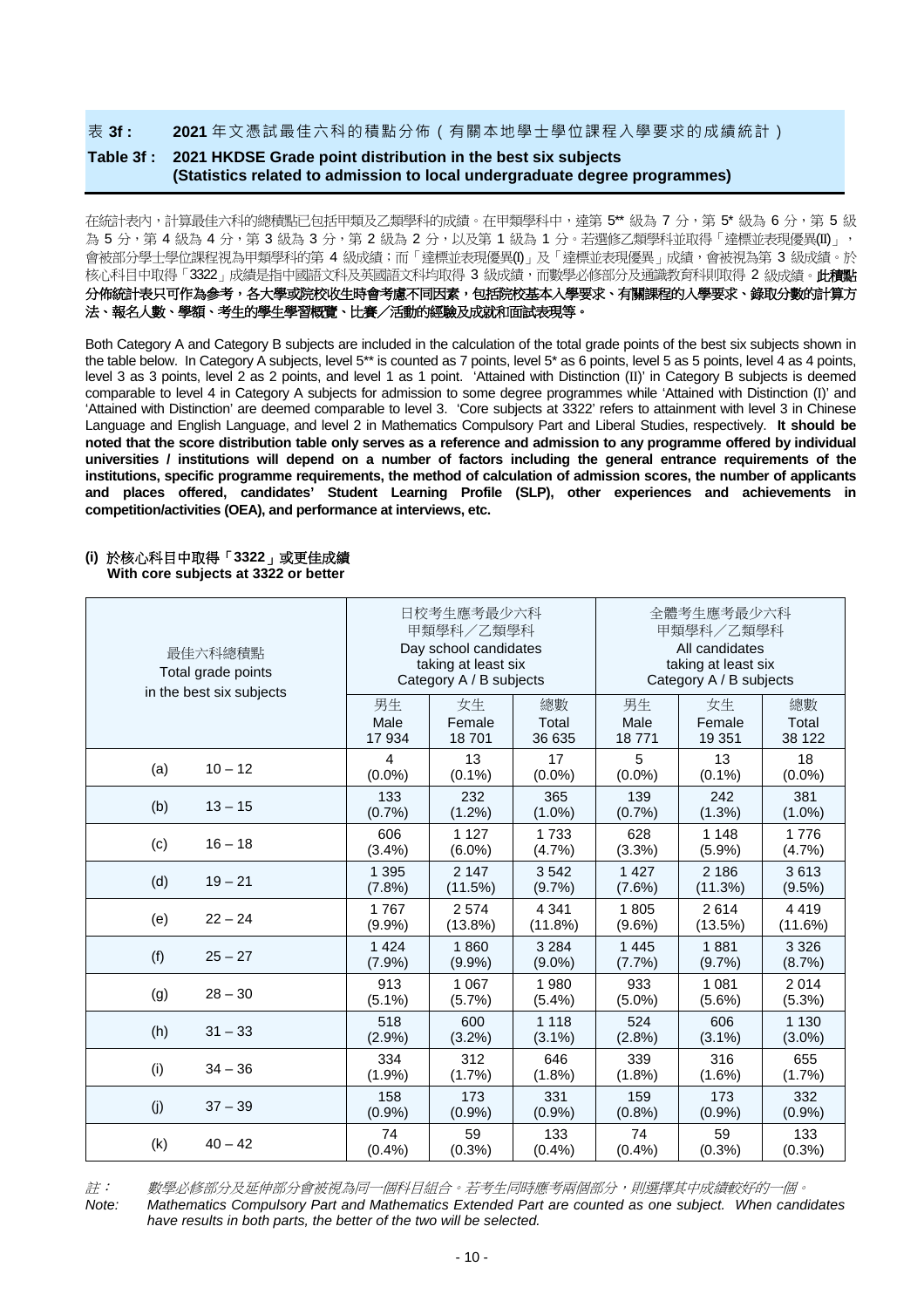## 表 3f : 2021 年文憑試最佳六科的積點分佈（有關本地學士學位課程入學要求的成績統計）

## Table 3f : 2021 HKDSE Grade point distribution in the best six subjects (Statistics related to admission to local undergraduate degree programmes)

在統計表內，計算最佳六科的總積點已包括甲類及乙類學科的成績。在甲類學科中，達第 5** 級為 7 分，第 5* 級為 6 分，第 5 級為 5 分，第 4 級為 4 分，第 3 級為 3 分，第 2 級為 2 分，以及第 1 級為 1 分。若選修乙類學科並取得「達標並表現優異(II)」，會被部分學士學位課程視為甲類學科的第 4 級成績；而「達標並表現優異(I)」及「達標並表現優異」成績，會被視為第 3 級成績。於核心科目中取得「3322」成績是指中國語文科及英國語文科均取得 3 級成績，而數學必修部分及通識教育科則取得 2 級成績。**此積點分佈統計表只可作為參考，各大學或院校收生時會考慮不同因素，包括院校基本入學要求、有關課程的入學要求、錄取分數的計算方法、報名人數、學額、考生的學生學習概覽、比賽／活動的經驗及成就和面試表現等。**

Both Category A and Category B subjects are included in the calculation of the total grade points of the best six subjects shown in the table below. In Category A subjects, level 5** is counted as 7 points, level 5* as 6 points, level 5 as 5 points, level 4 as 4 points, level 3 as 3 points, level 2 as 2 points, and level 1 as 1 point. 'Attained with Distinction (II)' in Category B subjects is deemed comparable to level 4 in Category A subjects for admission to some degree programmes while 'Attained with Distinction (I)' and 'Attained with Distinction' are deemed comparable to level 3. 'Core subjects at 3322' refers to attainment with level 3 in Chinese Language and English Language, and level 2 in Mathematics Compulsory Part and Liberal Studies, respectively. **It should be noted that the score distribution table only serves as a reference and admission to any programme offered by individual universities / institutions will depend on a number of factors including the general entrance requirements of the institutions, specific programme requirements, the method of calculation of admission scores, the number of applicants and places offered, candidates' Student Learning Profile (SLP), other experiences and achievements in competition/activities (OEA), and performance at interviews, etc.**

**(i) 於核心科目中取得「3322」或更佳成績**
**With core subjects at 3322 or better**

| 最佳六科總積點 Total grade points in the best six subjects | | 日校考生應考最少六科甲類學科／乙類學科 Day school candidates taking at least six Category A / B subjects | | | 全體考生應考最少六科甲類學科／乙類學科 All candidates taking at least six Category A / B subjects | | |
|---|---|---|---|---|---|---|---|
| | | 男生 Male 17 934 | 女生 Female 18 701 | 總數 Total 36 635 | 男生 Male 18 771 | 女生 Female 19 351 | 總數 Total 38 122 |
| (a) | 10 – 12 | 4 (0.0%) | 13 (0.1%) | 17 (0.0%) | 5 (0.0%) | 13 (0.1%) | 18 (0.0%) |
| (b) | 13 – 15 | 133 (0.7%) | 232 (1.2%) | 365 (1.0%) | 139 (0.7%) | 242 (1.3%) | 381 (1.0%) |
| (c) | 16 – 18 | 606 (3.4%) | 1 127 (6.0%) | 1 733 (4.7%) | 628 (3.3%) | 1 148 (5.9%) | 1 776 (4.7%) |
| (d) | 19 – 21 | 1 395 (7.8%) | 2 147 (11.5%) | 3 542 (9.7%) | 1 427 (7.6%) | 2 186 (11.3%) | 3 613 (9.5%) |
| (e) | 22 – 24 | 1 767 (9.9%) | 2 574 (13.8%) | 4 341 (11.8%) | 1 805 (9.6%) | 2 614 (13.5%) | 4 419 (11.6%) |
| (f) | 25 – 27 | 1 424 (7.9%) | 1 860 (9.9%) | 3 284 (9.0%) | 1 445 (7.7%) | 1 881 (9.7%) | 3 326 (8.7%) |
| (g) | 28 – 30 | 913 (5.1%) | 1 067 (5.7%) | 1 980 (5.4%) | 933 (5.0%) | 1 081 (5.6%) | 2 014 (5.3%) |
| (h) | 31 – 33 | 518 (2.9%) | 600 (3.2%) | 1 118 (3.1%) | 524 (2.8%) | 606 (3.1%) | 1 130 (3.0%) |
| (i) | 34 – 36 | 334 (1.9%) | 312 (1.7%) | 646 (1.8%) | 339 (1.8%) | 316 (1.6%) | 655 (1.7%) |
| (j) | 37 – 39 | 158 (0.9%) | 173 (0.9%) | 331 (0.9%) | 159 (0.8%) | 173 (0.9%) | 332 (0.9%) |
| (k) | 40 – 42 | 74 (0.4%) | 59 (0.3%) | 133 (0.4%) | 74 (0.4%) | 59 (0.3%) | 133 (0.3%) |

*註：數學必修部分及延伸部分會被視為同一個科目組合。若考生同時應考兩個部分，則選擇其中成績較好的一個。*

*Note: Mathematics Compulsory Part and Mathematics Extended Part are counted as one subject. When candidates have results in both parts, the better of the two will be selected.*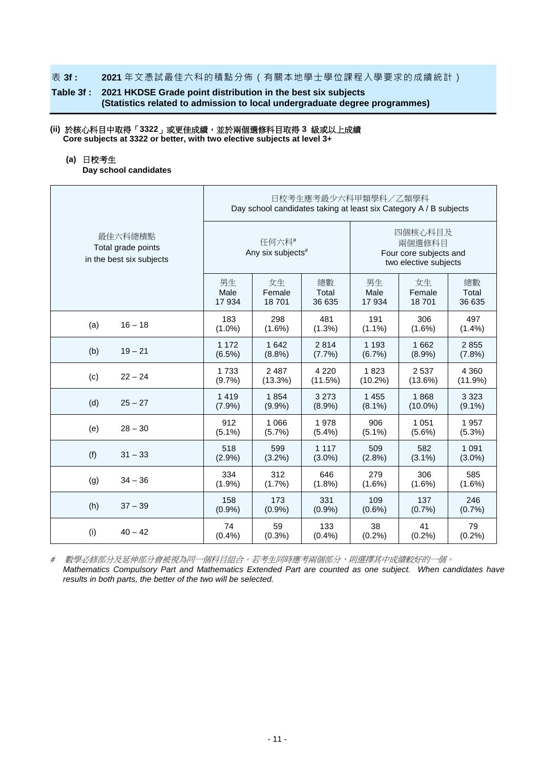## 表 3f : 2021 年文憑試最佳六科的積點分佈（有關本地學士學位課程入學要求的成績統計）

## Table 3f : 2021 HKDSE Grade point distribution in the best six subjects (Statistics related to admission to local undergraduate degree programmes)

**(ii) 於核心科目中取得「3322」或更佳成績，並於兩個選修科目取得 3 級或以上成績**
**Core subjects at 3322 or better, with two elective subjects at level 3+**

**(a) 日校考生**
**Day school candidates**

| 最佳六科總積點 Total grade points in the best six subjects | | 日校考生應考最少六科甲類學科／乙類學科 Day school candidates taking at least six Category A / B subjects | | | | | |
|---|---|---|---|---|---|---|---|
| | | 任何六科# Any six subjects# | | | 四個核心科目及兩個選修科目 Four core subjects and two elective subjects | | |
| | | 男生 Male 17 934 | 女生 Female 18 701 | 總數 Total 36 635 | 男生 Male 17 934 | 女生 Female 18 701 | 總數 Total 36 635 |
| (a) | 16 – 18 | 183 (1.0%) | 298 (1.6%) | 481 (1.3%) | 191 (1.1%) | 306 (1.6%) | 497 (1.4%) |
| (b) | 19 – 21 | 1 172 (6.5%) | 1 642 (8.8%) | 2 814 (7.7%) | 1 193 (6.7%) | 1 662 (8.9%) | 2 855 (7.8%) |
| (c) | 22 – 24 | 1 733 (9.7%) | 2 487 (13.3%) | 4 220 (11.5%) | 1 823 (10.2%) | 2 537 (13.6%) | 4 360 (11.9%) |
| (d) | 25 – 27 | 1 419 (7.9%) | 1 854 (9.9%) | 3 273 (8.9%) | 1 455 (8.1%) | 1 868 (10.0%) | 3 323 (9.1%) |
| (e) | 28 – 30 | 912 (5.1%) | 1 066 (5.7%) | 1 978 (5.4%) | 906 (5.1%) | 1 051 (5.6%) | 1 957 (5.3%) |
| (f) | 31 – 33 | 518 (2.9%) | 599 (3.2%) | 1 117 (3.0%) | 509 (2.8%) | 582 (3.1%) | 1 091 (3.0%) |
| (g) | 34 – 36 | 334 (1.9%) | 312 (1.7%) | 646 (1.8%) | 279 (1.6%) | 306 (1.6%) | 585 (1.6%) |
| (h) | 37 – 39 | 158 (0.9%) | 173 (0.9%) | 331 (0.9%) | 109 (0.6%) | 137 (0.7%) | 246 (0.7%) |
| (i) | 40 – 42 | 74 (0.4%) | 59 (0.3%) | 133 (0.4%) | 38 (0.2%) | 41 (0.2%) | 79 (0.2%) |

\# *數學必修部分及延伸部分會被視為同一個科目組合。若考生同時應考兩個部分，則選擇其中成績較好的一個。*
*Mathematics Compulsory Part and Mathematics Extended Part are counted as one subject. When candidates have results in both parts, the better of the two will be selected.*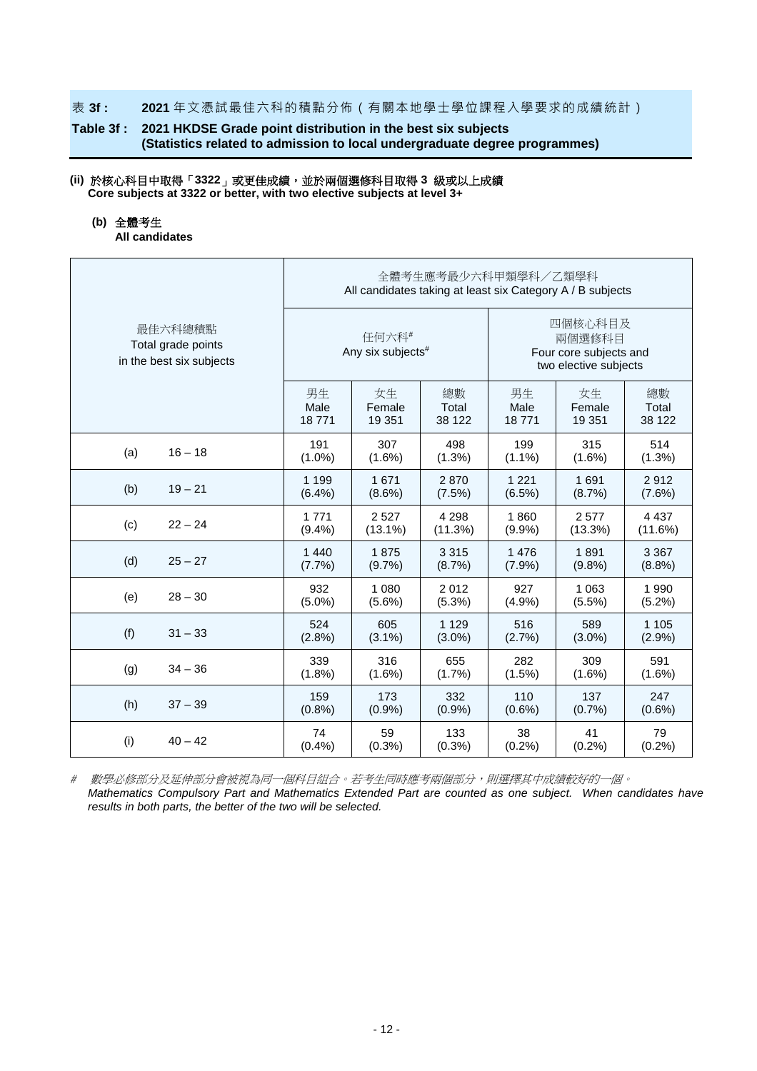**表 3f : 2021 年文憑試最佳六科的積點分佈（有關本地學士學位課程入學要求的成績統計）**

**Table 3f : 2021 HKDSE Grade point distribution in the best six subjects (Statistics related to admission to local undergraduate degree programmes)**

**(ii) 於核心科目中取得「3322」或更佳成績，並於兩個選修科目取得 3 級或以上成績**
**Core subjects at 3322 or better, with two elective subjects at level 3+**

**(b) 全體考生**
**All candidates**

| 最佳六科總積點<br>Total grade points<br>in the best six subjects | | 全體考生應考最少六科甲類學科／乙類學科<br>All candidates taking at least six Category A / B subjects | | | | | |
|---|---|---|---|---|---|---|---|
| | | 任何六科#<br>Any six subjects# | | | 四個核心科目及兩個選修科目<br>Four core subjects and two elective subjects | | |
| | | 男生<br>Male<br>18 771 | 女生<br>Female<br>19 351 | 總數<br>Total<br>38 122 | 男生<br>Male<br>18 771 | 女生<br>Female<br>19 351 | 總數<br>Total<br>38 122 |
| (a) | 16 – 18 | 191<br>(1.0%) | 307<br>(1.6%) | 498<br>(1.3%) | 199<br>(1.1%) | 315<br>(1.6%) | 514<br>(1.3%) |
| (b) | 19 – 21 | 1 199<br>(6.4%) | 1 671<br>(8.6%) | 2 870<br>(7.5%) | 1 221<br>(6.5%) | 1 691<br>(8.7%) | 2 912<br>(7.6%) |
| (c) | 22 – 24 | 1 771<br>(9.4%) | 2 527<br>(13.1%) | 4 298<br>(11.3%) | 1 860<br>(9.9%) | 2 577<br>(13.3%) | 4 437<br>(11.6%) |
| (d) | 25 – 27 | 1 440<br>(7.7%) | 1 875<br>(9.7%) | 3 315<br>(8.7%) | 1 476<br>(7.9%) | 1 891<br>(9.8%) | 3 367<br>(8.8%) |
| (e) | 28 – 30 | 932<br>(5.0%) | 1 080<br>(5.6%) | 2 012<br>(5.3%) | 927<br>(4.9%) | 1 063<br>(5.5%) | 1 990<br>(5.2%) |
| (f) | 31 – 33 | 524<br>(2.8%) | 605<br>(3.1%) | 1 129<br>(3.0%) | 516<br>(2.7%) | 589<br>(3.0%) | 1 105<br>(2.9%) |
| (g) | 34 – 36 | 339<br>(1.8%) | 316<br>(1.6%) | 655<br>(1.7%) | 282<br>(1.5%) | 309<br>(1.6%) | 591<br>(1.6%) |
| (h) | 37 – 39 | 159<br>(0.8%) | 173<br>(0.9%) | 332<br>(0.9%) | 110<br>(0.6%) | 137<br>(0.7%) | 247<br>(0.6%) |
| (i) | 40 – 42 | 74<br>(0.4%) | 59<br>(0.3%) | 133<br>(0.3%) | 38<br>(0.2%) | 41<br>(0.2%) | 79<br>(0.2%) |

\# *數學必修部分及延伸部分會被視為同一個科目組合。若考生同時應考兩個部分，則選擇其中成績較好的一個。*
*Mathematics Compulsory Part and Mathematics Extended Part are counted as one subject. When candidates have results in both parts, the better of the two will be selected.*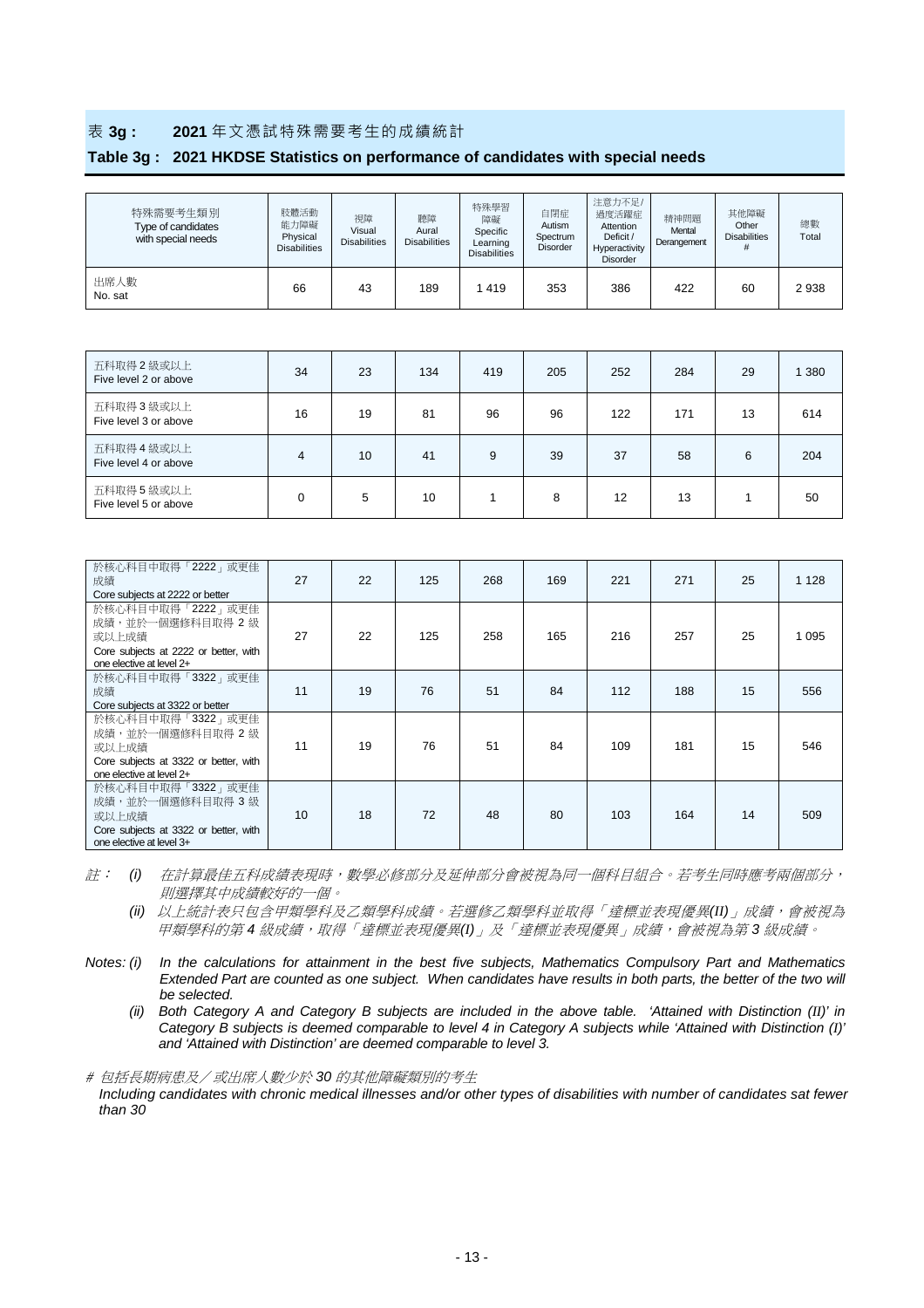## 表 3g : 2021 年文憑試特殊需要考生的成績統計

## Table 3g : 2021 HKDSE Statistics on performance of candidates with special needs

| 特殊需要考生類別 Type of candidates with special needs | 肢體活動能力障礙 Physical Disabilities | 視障 Visual Disabilities | 聽障 Aural Disabilities | 特殊學習障礙 Specific Learning Disabilities | 自閉症 Autism Spectrum Disorder | 注意力不足/過度活躍症 Attention Deficit / Hyperactivity Disorder | 精神問題 Mental Derangement | 其他障礙 Other Disabilities # | 總數 Total |
|---|---|---|---|---|---|---|---|---|---|
| 出席人數 No. sat | 66 | 43 | 189 | 1 419 | 353 | 386 | 422 | 60 | 2 938 |
| 五科取得 2 級或以上 Five level 2 or above | 34 | 23 | 134 | 419 | 205 | 252 | 284 | 29 | 1 380 |
| 五科取得 3 級或以上 Five level 3 or above | 16 | 19 | 81 | 96 | 96 | 122 | 171 | 13 | 614 |
| 五科取得 4 級或以上 Five level 4 or above | 4 | 10 | 41 | 9 | 39 | 37 | 58 | 6 | 204 |
| 五科取得 5 級或以上 Five level 5 or above | 0 | 5 | 10 | 1 | 8 | 12 | 13 | 1 | 50 |
| 於核心科目中取得「2222」或更佳成績 Core subjects at 2222 or better | 27 | 22 | 125 | 268 | 169 | 221 | 271 | 25 | 1 128 |
| 於核心科目中取得「2222」或更佳成績，並於一個選修科目取得 2 級或以上成績 Core subjects at 2222 or better, with one elective at level 2+ | 27 | 22 | 125 | 258 | 165 | 216 | 257 | 25 | 1 095 |
| 於核心科目中取得「3322」或更佳成績 Core subjects at 3322 or better | 11 | 19 | 76 | 51 | 84 | 112 | 188 | 15 | 556 |
| 於核心科目中取得「3322」或更佳成績，並於一個選修科目取得 2 級或以上成績 Core subjects at 3322 or better, with one elective at level 2+ | 11 | 19 | 76 | 51 | 84 | 109 | 181 | 15 | 546 |
| 於核心科目中取得「3322」或更佳成績，並於一個選修科目取得 3 級或以上成績 Core subjects at 3322 or better, with one elective at level 3+ | 10 | 18 | 72 | 48 | 80 | 103 | 164 | 14 | 509 |

*註： (i) 在計算最佳五科成績表現時，數學必修部分及延伸部分會被視為同一個科目組合。若考生同時應考兩個部分，則選擇其中成績較好的一個。*

*(ii) 以上統計表只包含甲類學科及乙類學科成績。若選修乙類學科並取得「達標並表現優異(II)」成績，會被視為甲類學科的第 4 級成績，取得「達標並表現優異(I)」及「達標並表現優異」成績，會被視為第 3 級成績。*

*Notes: (i) In the calculations for attainment in the best five subjects, Mathematics Compulsory Part and Mathematics Extended Part are counted as one subject. When candidates have results in both parts, the better of the two will be selected.*

*(ii) Both Category A and Category B subjects are included in the above table. 'Attained with Distinction (II)' in Category B subjects is deemed comparable to level 4 in Category A subjects while 'Attained with Distinction (I)' and 'Attained with Distinction' are deemed comparable to level 3.*

*# 包括長期病患及／或出席人數少於 30 的其他障礙類別的考生*

*Including candidates with chronic medical illnesses and/or other types of disabilities with number of candidates sat fewer than 30*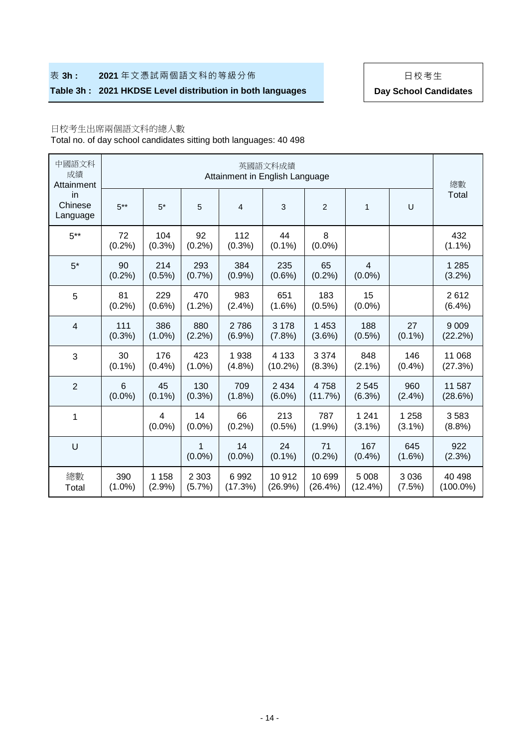**表 3h : 2021 年文憑試兩個語文科的等級分佈**

**Table 3h : 2021 HKDSE Level distribution in both languages**

日校考生

**Day School Candidates**

日校考生出席兩個語文科的總人數

Total no. of day school candidates sitting both languages: 40 498

| 中國語文科成績 Attainment in Chinese Language | 英國語文科成績 Attainment in English Language | | | | | | | | 總數 Total |
|---|---|---|---|---|---|---|---|---|---|
| | 5** | 5* | 5 | 4 | 3 | 2 | 1 | U | |
| 5** | 72 (0.2%) | 104 (0.3%) | 92 (0.2%) | 112 (0.3%) | 44 (0.1%) | 8 (0.0%) | | | 432 (1.1%) |
| 5* | 90 (0.2%) | 214 (0.5%) | 293 (0.7%) | 384 (0.9%) | 235 (0.6%) | 65 (0.2%) | 4 (0.0%) | | 1 285 (3.2%) |
| 5 | 81 (0.2%) | 229 (0.6%) | 470 (1.2%) | 983 (2.4%) | 651 (1.6%) | 183 (0.5%) | 15 (0.0%) | | 2 612 (6.4%) |
| 4 | 111 (0.3%) | 386 (1.0%) | 880 (2.2%) | 2 786 (6.9%) | 3 178 (7.8%) | 1 453 (3.6%) | 188 (0.5%) | 27 (0.1%) | 9 009 (22.2%) |
| 3 | 30 (0.1%) | 176 (0.4%) | 423 (1.0%) | 1 938 (4.8%) | 4 133 (10.2%) | 3 374 (8.3%) | 848 (2.1%) | 146 (0.4%) | 11 068 (27.3%) |
| 2 | 6 (0.0%) | 45 (0.1%) | 130 (0.3%) | 709 (1.8%) | 2 434 (6.0%) | 4 758 (11.7%) | 2 545 (6.3%) | 960 (2.4%) | 11 587 (28.6%) |
| 1 | | 4 (0.0%) | 14 (0.0%) | 66 (0.2%) | 213 (0.5%) | 787 (1.9%) | 1 241 (3.1%) | 1 258 (3.1%) | 3 583 (8.8%) |
| U | | | 1 (0.0%) | 14 (0.0%) | 24 (0.1%) | 71 (0.2%) | 167 (0.4%) | 645 (1.6%) | 922 (2.3%) |
| 總數 Total | 390 (1.0%) | 1 158 (2.9%) | 2 303 (5.7%) | 6 992 (17.3%) | 10 912 (26.9%) | 10 699 (26.4%) | 5 008 (12.4%) | 3 036 (7.5%) | 40 498 (100.0%) |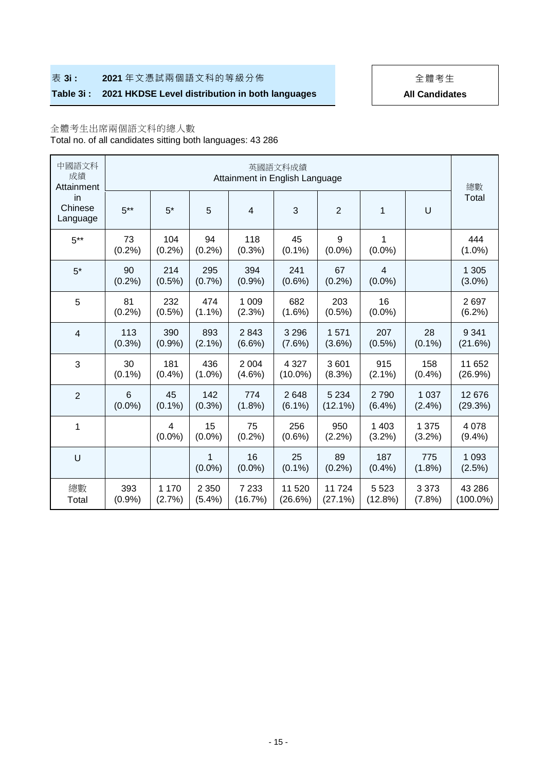## 表 3i : 2021 年文憑試兩個語文科的等級分佈

## Table 3i : 2021 HKDSE Level distribution in both languages

全體考生

**All Candidates**

全體考生出席兩個語文科的總人數

Total no. of all candidates sitting both languages: 43 286

| 中國語文科成績 Attainment in Chinese Language | 英國語文科成績 Attainment in English Language | | | | | | | | 總數 Total |
|---|---|---|---|---|---|---|---|---|---|
| | 5** | 5* | 5 | 4 | 3 | 2 | 1 | U | |
| 5** | 73 (0.2%) | 104 (0.2%) | 94 (0.2%) | 118 (0.3%) | 45 (0.1%) | 9 (0.0%) | 1 (0.0%) | | 444 (1.0%) |
| 5* | 90 (0.2%) | 214 (0.5%) | 295 (0.7%) | 394 (0.9%) | 241 (0.6%) | 67 (0.2%) | 4 (0.0%) | | 1 305 (3.0%) |
| 5 | 81 (0.2%) | 232 (0.5%) | 474 (1.1%) | 1 009 (2.3%) | 682 (1.6%) | 203 (0.5%) | 16 (0.0%) | | 2 697 (6.2%) |
| 4 | 113 (0.3%) | 390 (0.9%) | 893 (2.1%) | 2 843 (6.6%) | 3 296 (7.6%) | 1 571 (3.6%) | 207 (0.5%) | 28 (0.1%) | 9 341 (21.6%) |
| 3 | 30 (0.1%) | 181 (0.4%) | 436 (1.0%) | 2 004 (4.6%) | 4 327 (10.0%) | 3 601 (8.3%) | 915 (2.1%) | 158 (0.4%) | 11 652 (26.9%) |
| 2 | 6 (0.0%) | 45 (0.1%) | 142 (0.3%) | 774 (1.8%) | 2 648 (6.1%) | 5 234 (12.1%) | 2 790 (6.4%) | 1 037 (2.4%) | 12 676 (29.3%) |
| 1 | | 4 (0.0%) | 15 (0.0%) | 75 (0.2%) | 256 (0.6%) | 950 (2.2%) | 1 403 (3.2%) | 1 375 (3.2%) | 4 078 (9.4%) |
| U | | | 1 (0.0%) | 16 (0.0%) | 25 (0.1%) | 89 (0.2%) | 187 (0.4%) | 775 (1.8%) | 1 093 (2.5%) |
| 總數 Total | 393 (0.9%) | 1 170 (2.7%) | 2 350 (5.4%) | 7 233 (16.7%) | 11 520 (26.6%) | 11 724 (27.1%) | 5 523 (12.8%) | 3 373 (7.8%) | 43 286 (100.0%) |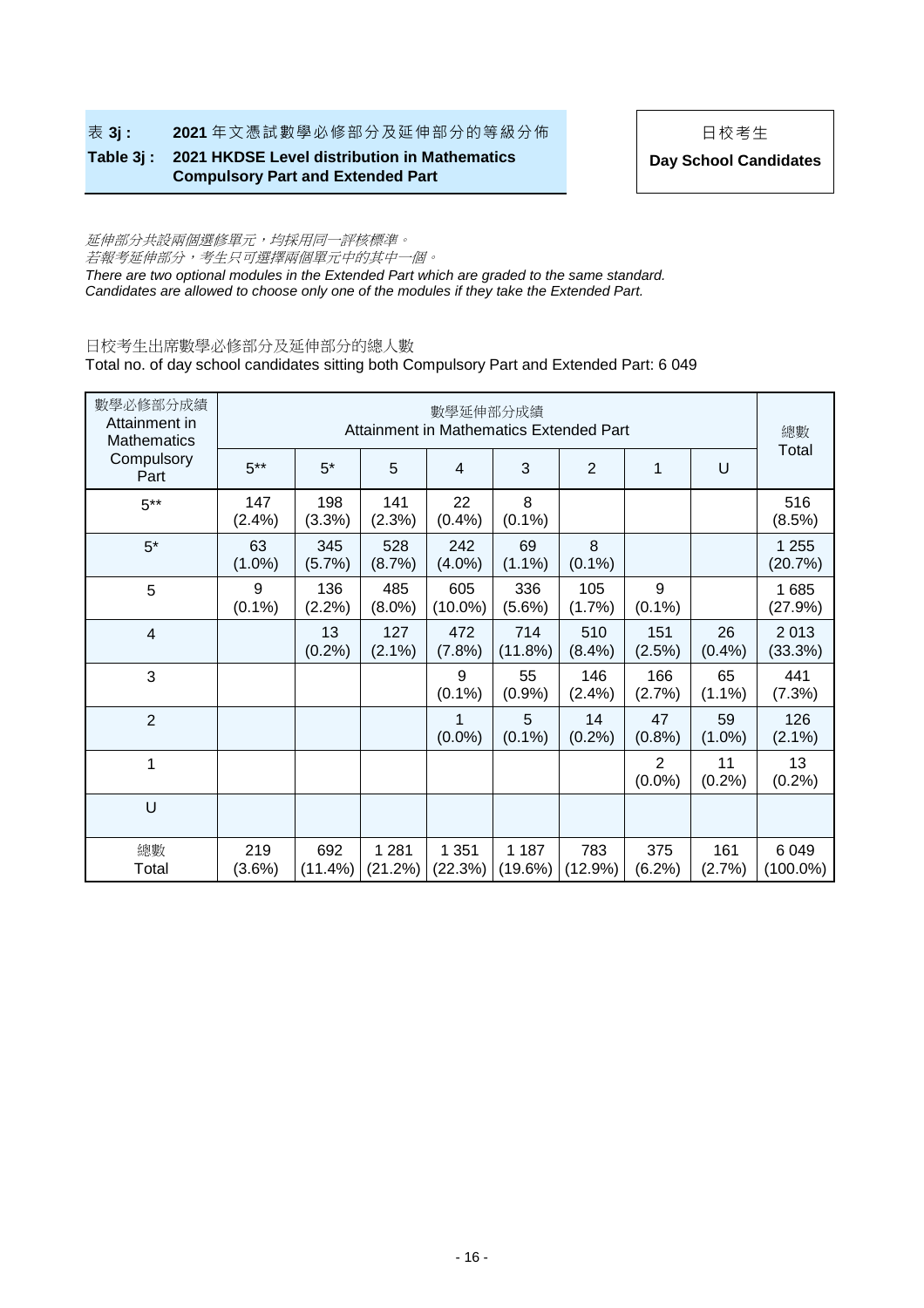**表 3j : 2021 年文憑試數學必修部分及延伸部分的等級分佈**

**Table 3j : 2021 HKDSE Level distribution in Mathematics Compulsory Part and Extended Part**

日校考生

**Day School Candidates**

*延伸部分共設兩個選修單元，均採用同一評核標準。*
*若報考延伸部分，考生只可選擇兩個單元中的其中一個。*
*There are two optional modules in the Extended Part which are graded to the same standard.*
*Candidates are allowed to choose only one of the modules if they take the Extended Part.*

日校考生出席數學必修部分及延伸部分的總人數
Total no. of day school candidates sitting both Compulsory Part and Extended Part: 6 049

| 數學必修部分成績 Attainment in Mathematics Compulsory Part | 數學延伸部分成績 Attainment in Mathematics Extended Part | | | | | | | | 總數 Total |
|---|---|---|---|---|---|---|---|---|---|
| | 5** | 5* | 5 | 4 | 3 | 2 | 1 | U | |
| 5** | 147 (2.4%) | 198 (3.3%) | 141 (2.3%) | 22 (0.4%) | 8 (0.1%) | | | | 516 (8.5%) |
| 5* | 63 (1.0%) | 345 (5.7%) | 528 (8.7%) | 242 (4.0%) | 69 (1.1%) | 8 (0.1%) | | | 1 255 (20.7%) |
| 5 | 9 (0.1%) | 136 (2.2%) | 485 (8.0%) | 605 (10.0%) | 336 (5.6%) | 105 (1.7%) | 9 (0.1%) | | 1 685 (27.9%) |
| 4 | | 13 (0.2%) | 127 (2.1%) | 472 (7.8%) | 714 (11.8%) | 510 (8.4%) | 151 (2.5%) | 26 (0.4%) | 2 013 (33.3%) |
| 3 | | | | 9 (0.1%) | 55 (0.9%) | 146 (2.4%) | 166 (2.7%) | 65 (1.1%) | 441 (7.3%) |
| 2 | | | | 1 (0.0%) | 5 (0.1%) | 14 (0.2%) | 47 (0.8%) | 59 (1.0%) | 126 (2.1%) |
| 1 | | | | | | | 2 (0.0%) | 11 (0.2%) | 13 (0.2%) |
| U | | | | | | | | | |
| 總數 Total | 219 (3.6%) | 692 (11.4%) | 1 281 (21.2%) | 1 351 (22.3%) | 1 187 (19.6%) | 783 (12.9%) | 375 (6.2%) | 161 (2.7%) | 6 049 (100.0%) |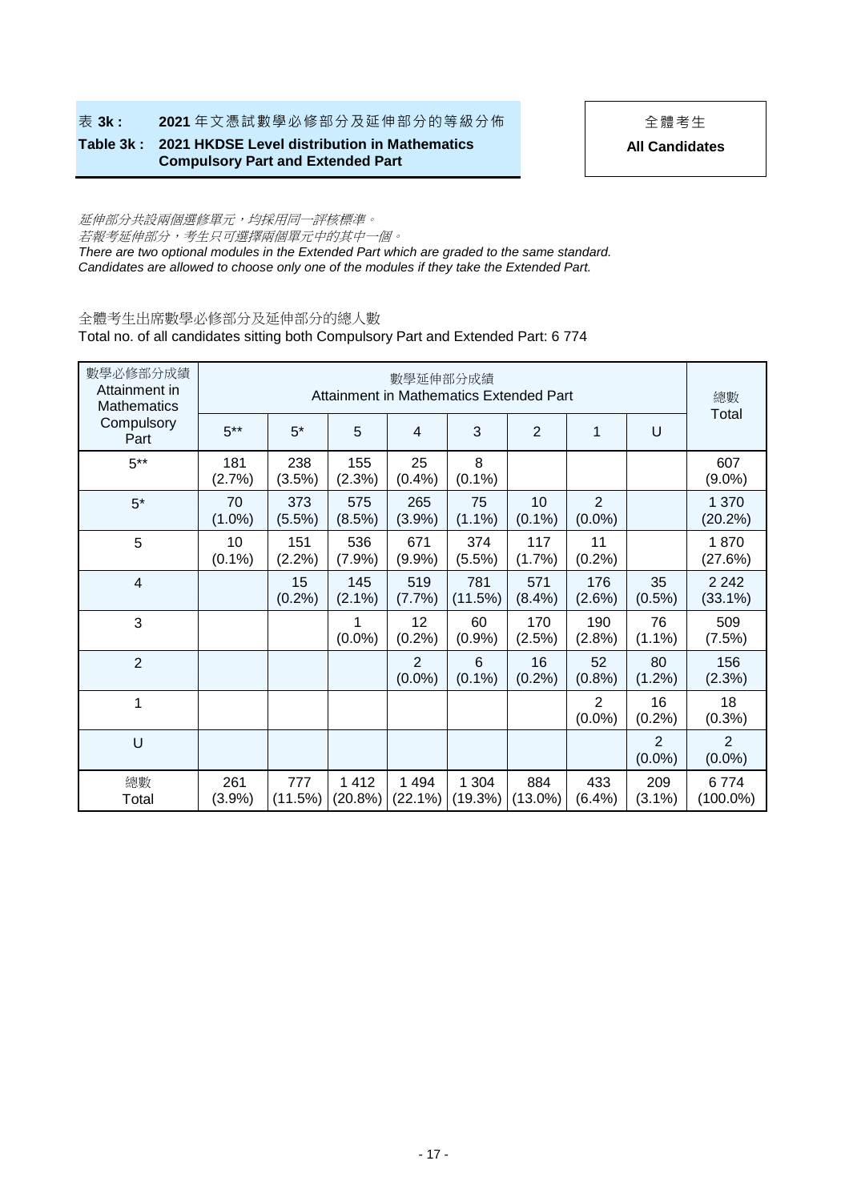## 表 3k : 2021 年文憑試數學必修部分及延伸部分的等級分佈

## Table 3k : 2021 HKDSE Level distribution in Mathematics Compulsory Part and Extended Part

全體考生

**All Candidates**

*延伸部分共設兩個選修單元，均採用同一評核標準。*
*若報考延伸部分，考生只可選擇兩個單元中的其中一個。*
*There are two optional modules in the Extended Part which are graded to the same standard.*
*Candidates are allowed to choose only one of the modules if they take the Extended Part.*

全體考生出席數學必修部分及延伸部分的總人數
Total no. of all candidates sitting both Compulsory Part and Extended Part: 6 774

| 數學必修部分成績 Attainment in Mathematics Compulsory Part | 數學延伸部分成績 Attainment in Mathematics Extended Part | | | | | | | | 總數 Total |
|---|---|---|---|---|---|---|---|---|---|
| | 5** | 5* | 5 | 4 | 3 | 2 | 1 | U | |
| 5** | 181 (2.7%) | 238 (3.5%) | 155 (2.3%) | 25 (0.4%) | 8 (0.1%) | | | | 607 (9.0%) |
| 5* | 70 (1.0%) | 373 (5.5%) | 575 (8.5%) | 265 (3.9%) | 75 (1.1%) | 10 (0.1%) | 2 (0.0%) | | 1 370 (20.2%) |
| 5 | 10 (0.1%) | 151 (2.2%) | 536 (7.9%) | 671 (9.9%) | 374 (5.5%) | 117 (1.7%) | 11 (0.2%) | | 1 870 (27.6%) |
| 4 | | 15 (0.2%) | 145 (2.1%) | 519 (7.7%) | 781 (11.5%) | 571 (8.4%) | 176 (2.6%) | 35 (0.5%) | 2 242 (33.1%) |
| 3 | | | 1 (0.0%) | 12 (0.2%) | 60 (0.9%) | 170 (2.5%) | 190 (2.8%) | 76 (1.1%) | 509 (7.5%) |
| 2 | | | | 2 (0.0%) | 6 (0.1%) | 16 (0.2%) | 52 (0.8%) | 80 (1.2%) | 156 (2.3%) |
| 1 | | | | | | | 2 (0.0%) | 16 (0.2%) | 18 (0.3%) |
| U | | | | | | | | 2 (0.0%) | 2 (0.0%) |
| 總數 Total | 261 (3.9%) | 777 (11.5%) | 1 412 (20.8%) | 1 494 (22.1%) | 1 304 (19.3%) | 884 (13.0%) | 433 (6.4%) | 209 (3.1%) | 6 774 (100.0%) |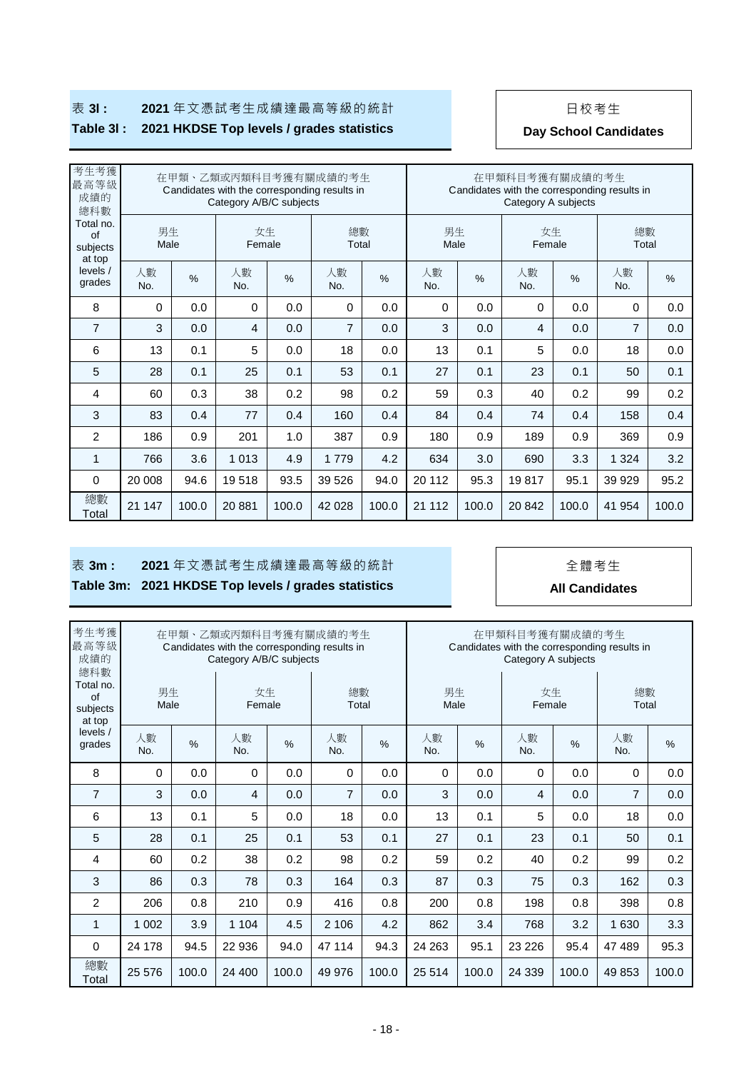## 表 3l : 2021 年文憑試考生成績達最高等級的統計

## Table 3l : 2021 HKDSE Top levels / grades statistics

日校考生

**Day School Candidates**

| 考生考獲最高等級成績的總科數 Total no. of subjects at top levels / grades | 在甲類、乙類或丙類科目考獲有關成績的考生 Candidates with the corresponding results in Category A/B/C subjects | | | | | | 在甲類科目考獲有關成績的考生 Candidates with the corresponding results in Category A subjects | | | | | |
|---|---|---|---|---|---|---|---|---|---|---|---|---|
| | 男生 Male | | 女生 Female | | 總數 Total | | 男生 Male | | 女生 Female | | 總數 Total | |
| | 人數 No. | % | 人數 No. | % | 人數 No. | % | 人數 No. | % | 人數 No. | % | 人數 No. | % |
| 8 | 0 | 0.0 | 0 | 0.0 | 0 | 0.0 | 0 | 0.0 | 0 | 0.0 | 0 | 0.0 |
| 7 | 3 | 0.0 | 4 | 0.0 | 7 | 0.0 | 3 | 0.0 | 4 | 0.0 | 7 | 0.0 |
| 6 | 13 | 0.1 | 5 | 0.0 | 18 | 0.0 | 13 | 0.1 | 5 | 0.0 | 18 | 0.0 |
| 5 | 28 | 0.1 | 25 | 0.1 | 53 | 0.1 | 27 | 0.1 | 23 | 0.1 | 50 | 0.1 |
| 4 | 60 | 0.3 | 38 | 0.2 | 98 | 0.2 | 59 | 0.3 | 40 | 0.2 | 99 | 0.2 |
| 3 | 83 | 0.4 | 77 | 0.4 | 160 | 0.4 | 84 | 0.4 | 74 | 0.4 | 158 | 0.4 |
| 2 | 186 | 0.9 | 201 | 1.0 | 387 | 0.9 | 180 | 0.9 | 189 | 0.9 | 369 | 0.9 |
| 1 | 766 | 3.6 | 1 013 | 4.9 | 1 779 | 4.2 | 634 | 3.0 | 690 | 3.3 | 1 324 | 3.2 |
| 0 | 20 008 | 94.6 | 19 518 | 93.5 | 39 526 | 94.0 | 20 112 | 95.3 | 19 817 | 95.1 | 39 929 | 95.2 |
| 總數 Total | 21 147 | 100.0 | 20 881 | 100.0 | 42 028 | 100.0 | 21 112 | 100.0 | 20 842 | 100.0 | 41 954 | 100.0 |

## 表 3m : 2021 年文憑試考生成績達最高等級的統計

## Table 3m: 2021 HKDSE Top levels / grades statistics

全體考生

**All Candidates**

| 考生考獲最高等級成績的總科數 Total no. of subjects at top levels / grades | 在甲類、乙類或丙類科目考獲有關成績的考生 Candidates with the corresponding results in Category A/B/C subjects | | | | | | 在甲類科目考獲有關成績的考生 Candidates with the corresponding results in Category A subjects | | | | | |
|---|---|---|---|---|---|---|---|---|---|---|---|---|
| | 男生 Male | | 女生 Female | | 總數 Total | | 男生 Male | | 女生 Female | | 總數 Total | |
| | 人數 No. | % | 人數 No. | % | 人數 No. | % | 人數 No. | % | 人數 No. | % | 人數 No. | % |
| 8 | 0 | 0.0 | 0 | 0.0 | 0 | 0.0 | 0 | 0.0 | 0 | 0.0 | 0 | 0.0 |
| 7 | 3 | 0.0 | 4 | 0.0 | 7 | 0.0 | 3 | 0.0 | 4 | 0.0 | 7 | 0.0 |
| 6 | 13 | 0.1 | 5 | 0.0 | 18 | 0.0 | 13 | 0.1 | 5 | 0.0 | 18 | 0.0 |
| 5 | 28 | 0.1 | 25 | 0.1 | 53 | 0.1 | 27 | 0.1 | 23 | 0.1 | 50 | 0.1 |
| 4 | 60 | 0.2 | 38 | 0.2 | 98 | 0.2 | 59 | 0.2 | 40 | 0.2 | 99 | 0.2 |
| 3 | 86 | 0.3 | 78 | 0.3 | 164 | 0.3 | 87 | 0.3 | 75 | 0.3 | 162 | 0.3 |
| 2 | 206 | 0.8 | 210 | 0.9 | 416 | 0.8 | 200 | 0.8 | 198 | 0.8 | 398 | 0.8 |
| 1 | 1 002 | 3.9 | 1 104 | 4.5 | 2 106 | 4.2 | 862 | 3.4 | 768 | 3.2 | 1 630 | 3.3 |
| 0 | 24 178 | 94.5 | 22 936 | 94.0 | 47 114 | 94.3 | 24 263 | 95.1 | 23 226 | 95.4 | 47 489 | 95.3 |
| 總數 Total | 25 576 | 100.0 | 24 400 | 100.0 | 49 976 | 100.0 | 25 514 | 100.0 | 24 339 | 100.0 | 49 853 | 100.0 |